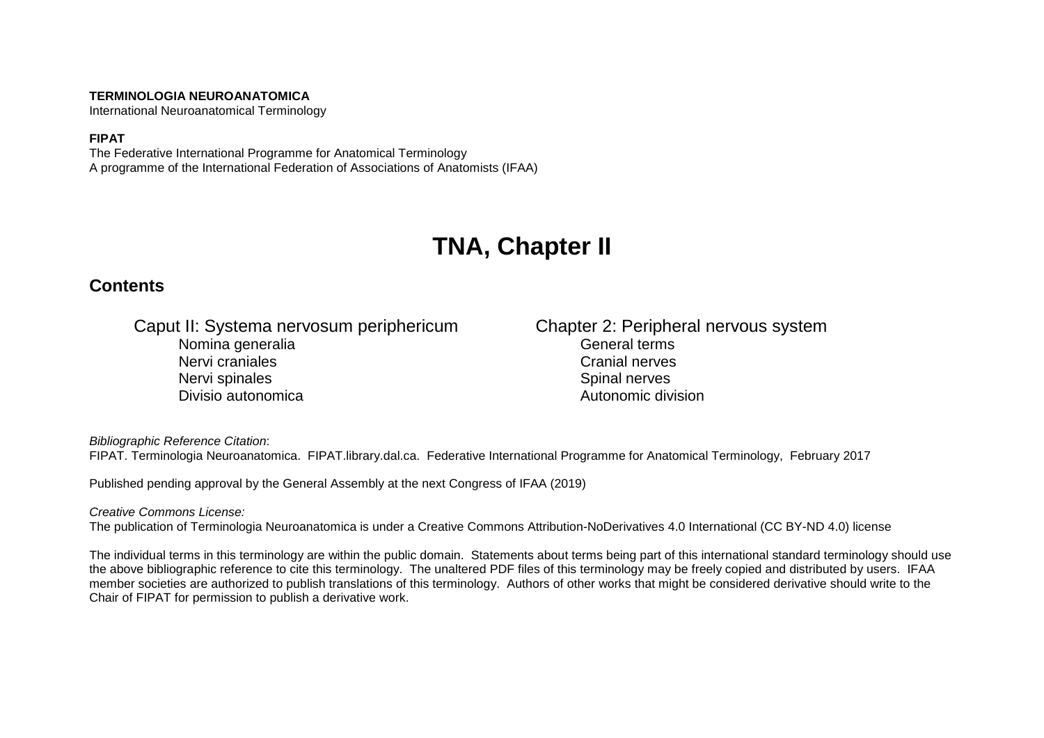**TERMINOLOGIA NEUROANATOMICA**
International Neuroanatomical Terminology

**FIPAT**
The Federative International Programme for Anatomical Terminology
A programme of the International Federation of Associations of Anatomists (IFAA)

# TNA, Chapter II

## Contents

| Caput II: Systema nervosum periphericum | Chapter 2: Peripheral nervous system |
|---|---|
| Nomina generalia | General terms |
| Nervi craniales | Cranial nerves |
| Nervi spinales | Spinal nerves |
| Divisio autonomica | Autonomic division |

*Bibliographic Reference Citation*:
FIPAT. Terminologia Neuroanatomica. FIPAT.library.dal.ca. Federative International Programme for Anatomical Terminology, February 2017

Published pending approval by the General Assembly at the next Congress of IFAA (2019)

*Creative Commons License:*
The publication of Terminologia Neuroanatomica is under a Creative Commons Attribution-NoDerivatives 4.0 International (CC BY-ND 4.0) license

The individual terms in this terminology are within the public domain. Statements about terms being part of this international standard terminology should use the above bibliographic reference to cite this terminology. The unaltered PDF files of this terminology may be freely copied and distributed by users. IFAA member societies are authorized to publish translations of this terminology. Authors of other works that might be considered derivative should write to the Chair of FIPAT for permission to publish a derivative work.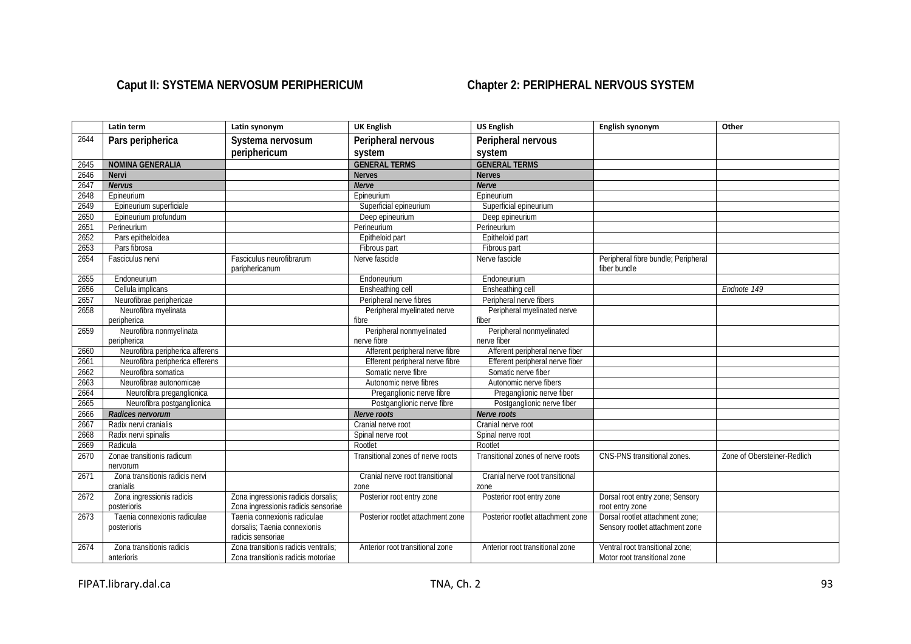## Caput II: SYSTEMA NERVOSUM PERIPHERICUM

## Chapter 2: PERIPHERAL NERVOUS SYSTEM

| | Latin term | Latin synonym | UK English | US English | English synonym | Other |
|---|---|---|---|---|---|---|
| 2644 | **Pars peripherica** | **Systema nervosum periphericum** | **Peripheral nervous system** | **Peripheral nervous system** | | |
| 2645 | **NOMINA GENERALIA** | | **GENERAL TERMS** | **GENERAL TERMS** | | |
| 2646 | **Nervi** | | **Nerves** | **Nerves** | | |
| 2647 | ***Nervus*** | | ***Nerve*** | ***Nerve*** | | |
| 2648 | Epineurium | | Epineurium | Epineurium | | |
| 2649 | Epineurium superficiale | | Superficial epineurium | Superficial epineurium | | |
| 2650 | Epineurium profundum | | Deep epineurium | Deep epineurium | | |
| 2651 | Perineurium | | Perineurium | Perineurium | | |
| 2652 | Pars epitheloidea | | Epitheloid part | Epitheloid part | | |
| 2653 | Pars fibrosa | | Fibrous part | Fibrous part | | |
| 2654 | Fasciculus nervi | Fasciculus neurofibrarum pariphericanum | Nerve fascicle | Nerve fascicle | Peripheral fibre bundle; Peripheral fiber bundle | |
| 2655 | Endoneurium | | Endoneurium | Endoneurium | | |
| 2656 | Cellula implicans | | Ensheathing cell | Ensheathing cell | | *Endnote 149* |
| 2657 | Neurofibrae periphericae | | Peripheral nerve fibres | Peripheral nerve fibers | | |
| 2658 | Neurofibra myelinata peripherica | | Peripheral myelinated nerve fibre | Peripheral myelinated nerve fiber | | |
| 2659 | Neurofibra nonmyelinata peripherica | | Peripheral nonmyelinated nerve fibre | Peripheral nonmyelinated nerve fiber | | |
| 2660 | Neurofibra peripherica afferens | | Afferent peripheral nerve fibre | Afferent peripheral nerve fiber | | |
| 2661 | Neurofibra peripherica efferens | | Efferent peripheral nerve fibre | Efferent peripheral nerve fiber | | |
| 2662 | Neurofibra somatica | | Somatic nerve fibre | Somatic nerve fiber | | |
| 2663 | Neurofibrae autonomicae | | Autonomic nerve fibres | Autonomic nerve fibers | | |
| 2664 | Neurofibra preganglionica | | Preganglionic nerve fibre | Preganglionic nerve fiber | | |
| 2665 | Neurofibra postganglionica | | Postganglionic nerve fibre | Postganglionic nerve fiber | | |
| 2666 | ***Radices nervorum*** | | ***Nerve roots*** | ***Nerve roots*** | | |
| 2667 | Radix nervi cranialis | | Cranial nerve root | Cranial nerve root | | |
| 2668 | Radix nervi spinalis | | Spinal nerve root | Spinal nerve root | | |
| 2669 | Radicula | | Rootlet | Rootlet | | |
| 2670 | Zonae transitionis radicum nervorum | | Transitional zones of nerve roots | Transitional zones of nerve roots | CNS-PNS transitional zones. | Zone of Obersteiner-Redlich |
| 2671 | Zona transitionis radicis nervi cranialis | | Cranial nerve root transitional zone | Cranial nerve root transitional zone | | |
| 2672 | Zona ingressionis radicis posterioris | Zona ingressionis radicis dorsalis; Zona ingressionis radicis sensoriae | Posterior root entry zone | Posterior root entry zone | Dorsal root entry zone; Sensory root entry zone | |
| 2673 | Taenia connexionis radiculae posterioris | Taenia connexionis radiculae dorsalis; Taenia connexionis radicis sensoriae | Posterior rootlet attachment zone | Posterior rootlet attachment zone | Dorsal rootlet attachment zone; Sensory rootlet attachment zone | |
| 2674 | Zona transitionis radicis anterioris | Zona transitionis radicis ventralis; Zona transitionis radicis motoriae | Anterior root transitional zone | Anterior root transitional zone | Ventral root transitional zone; Motor root transitional zone | |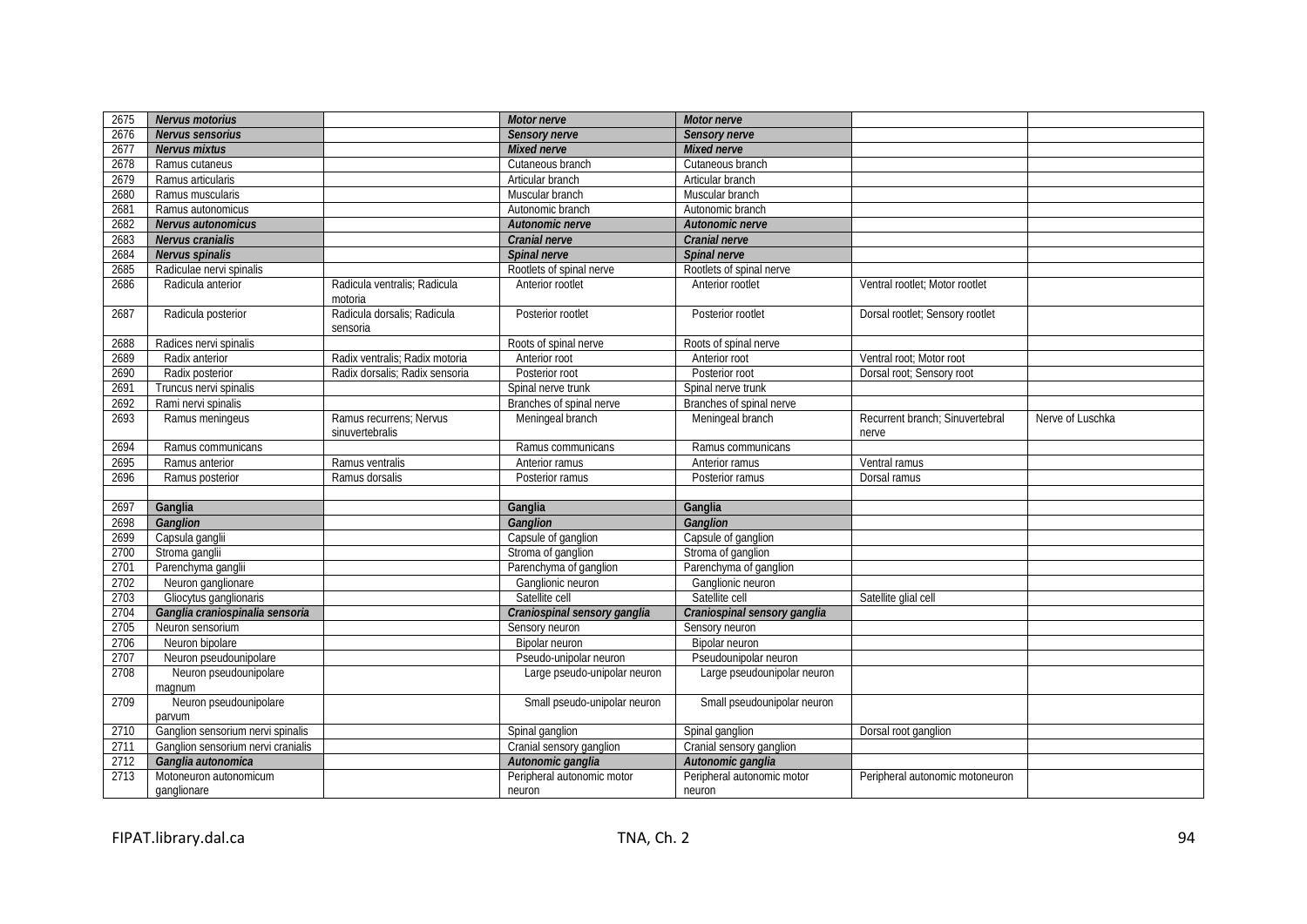| | | | | | | |
|---|---|---|---|---|---|---|
| 2675 | ***Nervus motorius*** | | ***Motor nerve*** | ***Motor nerve*** | | |
| 2676 | ***Nervus sensorius*** | | ***Sensory nerve*** | ***Sensory nerve*** | | |
| 2677 | ***Nervus mixtus*** | | ***Mixed nerve*** | ***Mixed nerve*** | | |
| 2678 | Ramus cutaneus | | Cutaneous branch | Cutaneous branch | | |
| 2679 | Ramus articularis | | Articular branch | Articular branch | | |
| 2680 | Ramus muscularis | | Muscular branch | Muscular branch | | |
| 2681 | Ramus autonomicus | | Autonomic branch | Autonomic branch | | |
| 2682 | ***Nervus autonomicus*** | | ***Autonomic nerve*** | ***Autonomic nerve*** | | |
| 2683 | ***Nervus cranialis*** | | ***Cranial nerve*** | ***Cranial nerve*** | | |
| 2684 | ***Nervus spinalis*** | | ***Spinal nerve*** | ***Spinal nerve*** | | |
| 2685 | Radiculae nervi spinalis | | Rootlets of spinal nerve | Rootlets of spinal nerve | | |
| 2686 | Radicula anterior | Radicula ventralis; Radicula motoria | Anterior rootlet | Anterior rootlet | Ventral rootlet; Motor rootlet | |
| 2687 | Radicula posterior | Radicula dorsalis; Radicula sensoria | Posterior rootlet | Posterior rootlet | Dorsal rootlet; Sensory rootlet | |
| 2688 | Radices nervi spinalis | | Roots of spinal nerve | Roots of spinal nerve | | |
| 2689 | Radix anterior | Radix ventralis; Radix motoria | Anterior root | Anterior root | Ventral root; Motor root | |
| 2690 | Radix posterior | Radix dorsalis; Radix sensoria | Posterior root | Posterior root | Dorsal root; Sensory root | |
| 2691 | Truncus nervi spinalis | | Spinal nerve trunk | Spinal nerve trunk | | |
| 2692 | Rami nervi spinalis | | Branches of spinal nerve | Branches of spinal nerve | | |
| 2693 | Ramus meningeus | Ramus recurrens; Nervus sinuvertebralis | Meningeal branch | Meningeal branch | Recurrent branch; Sinuvertebral nerve | Nerve of Luschka |
| 2694 | Ramus communicans | | Ramus communicans | Ramus communicans | | |
| 2695 | Ramus anterior | Ramus ventralis | Anterior ramus | Anterior ramus | Ventral ramus | |
| 2696 | Ramus posterior | Ramus dorsalis | Posterior ramus | Posterior ramus | Dorsal ramus | |
| | | | | | | |
| 2697 | **Ganglia** | | **Ganglia** | **Ganglia** | | |
| 2698 | ***Ganglion*** | | ***Ganglion*** | ***Ganglion*** | | |
| 2699 | Capsula ganglii | | Capsule of ganglion | Capsule of ganglion | | |
| 2700 | Stroma ganglii | | Stroma of ganglion | Stroma of ganglion | | |
| 2701 | Parenchyma ganglii | | Parenchyma of ganglion | Parenchyma of ganglion | | |
| 2702 | Neuron ganglionare | | Ganglionic neuron | Ganglionic neuron | | |
| 2703 | Gliocytus ganglionaris | | Satellite cell | Satellite cell | Satellite glial cell | |
| 2704 | ***Ganglia craniospinalia sensoria*** | | ***Craniospinal sensory ganglia*** | ***Craniospinal sensory ganglia*** | | |
| 2705 | Neuron sensorium | | Sensory neuron | Sensory neuron | | |
| 2706 | Neuron bipolare | | Bipolar neuron | Bipolar neuron | | |
| 2707 | Neuron pseudounipolare | | Pseudo-unipolar neuron | Pseudounipolar neuron | | |
| 2708 | Neuron pseudounipolare magnum | | Large pseudo-unipolar neuron | Large pseudounipolar neuron | | |
| 2709 | Neuron pseudounipolare parvum | | Small pseudo-unipolar neuron | Small pseudounipolar neuron | | |
| 2710 | Ganglion sensorium nervi spinalis | | Spinal ganglion | Spinal ganglion | Dorsal root ganglion | |
| 2711 | Ganglion sensorium nervi cranialis | | Cranial sensory ganglion | Cranial sensory ganglion | | |
| 2712 | ***Ganglia autonomica*** | | ***Autonomic ganglia*** | ***Autonomic ganglia*** | | |
| 2713 | Motoneuron autonomicum ganglionare | | Peripheral autonomic motor neuron | Peripheral autonomic motor neuron | Peripheral autonomic motoneuron | |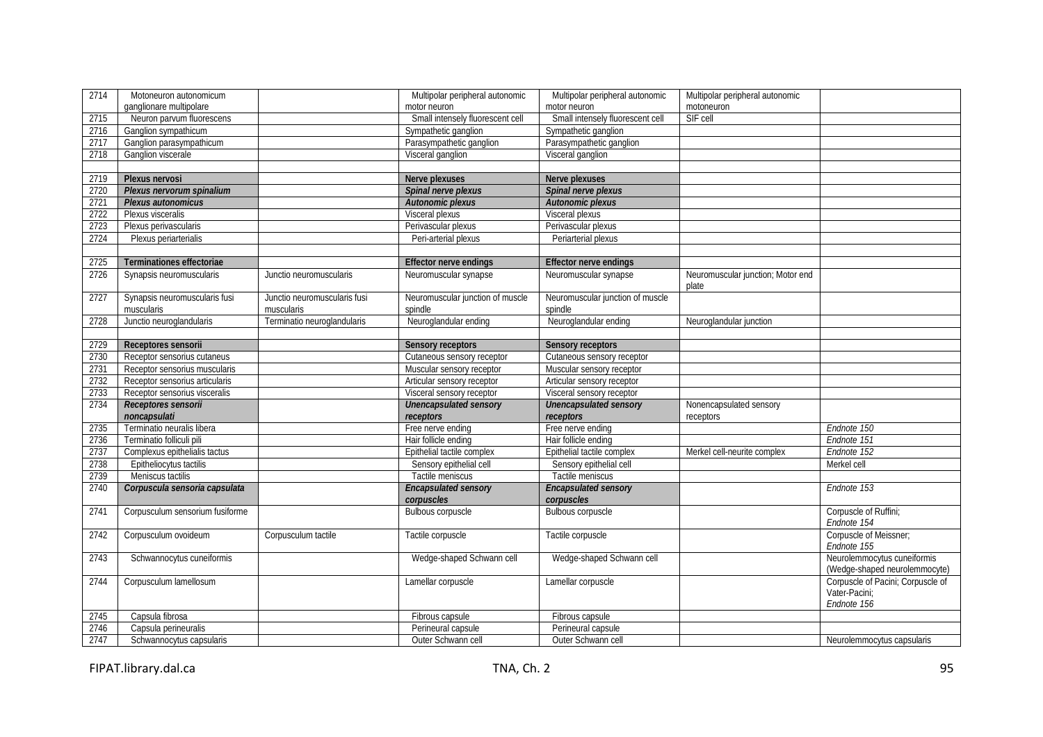| | | | | | | |
|---|---|---|---|---|---|---|
| 2714 | Motoneuron autonomicum ganglionare multipolare | | Multipolar peripheral autonomic motor neuron | Multipolar peripheral autonomic motor neuron | Multipolar peripheral autonomic motoneuron | |
| 2715 | Neuron parvum fluorescens | | Small intensely fluorescent cell | Small intensely fluorescent cell | SIF cell | |
| 2716 | Ganglion sympathicum | | Sympathetic ganglion | Sympathetic ganglion | | |
| 2717 | Ganglion parasympathicum | | Parasympathetic ganglion | Parasympathetic ganglion | | |
| 2718 | Ganglion viscerale | | Visceral ganglion | Visceral ganglion | | |
| | | | | | | |
| 2719 | **Plexus nervosi** | | **Nerve plexuses** | **Nerve plexuses** | | |
| 2720 | ***Plexus nervorum spinalium*** | | ***Spinal nerve plexus*** | ***Spinal nerve plexus*** | | |
| 2721 | ***Plexus autonomicus*** | | ***Autonomic plexus*** | ***Autonomic plexus*** | | |
| 2722 | Plexus visceralis | | Visceral plexus | Visceral plexus | | |
| 2723 | Plexus perivascularis | | Perivascular plexus | Perivascular plexus | | |
| 2724 | Plexus periarterialis | | Peri-arterial plexus | Periarterial plexus | | |
| | | | | | | |
| 2725 | **Terminationes effectoriae** | | **Effector nerve endings** | **Effector nerve endings** | | |
| 2726 | Synapsis neuromuscularis | Junctio neuromuscularis | Neuromuscular synapse | Neuromuscular synapse | Neuromuscular junction; Motor end plate | |
| 2727 | Synapsis neuromuscularis fusi muscularis | Junctio neuromuscularis fusi muscularis | Neuromuscular junction of muscle spindle | Neuromuscular junction of muscle spindle | | |
| 2728 | Junctio neuroglandularis | Terminatio neuroglandularis | Neuroglandular ending | Neuroglandular ending | Neuroglandular junction | |
| | | | | | | |
| 2729 | **Receptores sensorii** | | **Sensory receptors** | **Sensory receptors** | | |
| 2730 | Receptor sensorius cutaneus | | Cutaneous sensory receptor | Cutaneous sensory receptor | | |
| 2731 | Receptor sensorius muscularis | | Muscular sensory receptor | Muscular sensory receptor | | |
| 2732 | Receptor sensorius articularis | | Articular sensory receptor | Articular sensory receptor | | |
| 2733 | Receptor sensorius visceralis | | Visceral sensory receptor | Visceral sensory receptor | | |
| 2734 | ***Receptores sensorii noncapsulati*** | | ***Unencapsulated sensory receptors*** | ***Unencapsulated sensory receptors*** | Nonencapsulated sensory receptors | |
| 2735 | Terminatio neuralis libera | | Free nerve ending | Free nerve ending | | *Endnote 150* |
| 2736 | Terminatio folliculi pili | | Hair follicle ending | Hair follicle ending | | *Endnote 151* |
| 2737 | Complexus epithelialis tactus | | Epithelial tactile complex | Epithelial tactile complex | Merkel cell-neurite complex | *Endnote 152* |
| 2738 | Epitheliocytus tactilis | | Sensory epithelial cell | Sensory epithelial cell | | Merkel cell |
| 2739 | Meniscus tactilis | | Tactile meniscus | Tactile meniscus | | |
| 2740 | ***Corpuscula sensoria capsulata*** | | ***Encapsulated sensory corpuscles*** | ***Encapsulated sensory corpuscles*** | | *Endnote 153* |
| 2741 | Corpusculum sensorium fusiforme | | Bulbous corpuscle | Bulbous corpuscle | | Corpuscle of Ruffini; *Endnote 154* |
| 2742 | Corpusculum ovoideum | Corpusculum tactile | Tactile corpuscle | Tactile corpuscle | | Corpuscle of Meissner; *Endnote 155* |
| 2743 | Schwannocytus cuneiformis | | Wedge-shaped Schwann cell | Wedge-shaped Schwann cell | | Neurolemmocytus cuneiformis (Wedge-shaped neurolemmocyte) |
| 2744 | Corpusculum lamellosum | | Lamellar corpuscle | Lamellar corpuscle | | Corpuscle of Pacini; Corpuscle of Vater-Pacini; *Endnote 156* |
| 2745 | Capsula fibrosa | | Fibrous capsule | Fibrous capsule | | |
| 2746 | Capsula perineuralis | | Perineural capsule | Perineural capsule | | |
| 2747 | Schwannocytus capsularis | | Outer Schwann cell | Outer Schwann cell | | Neurolemmocytus capsularis |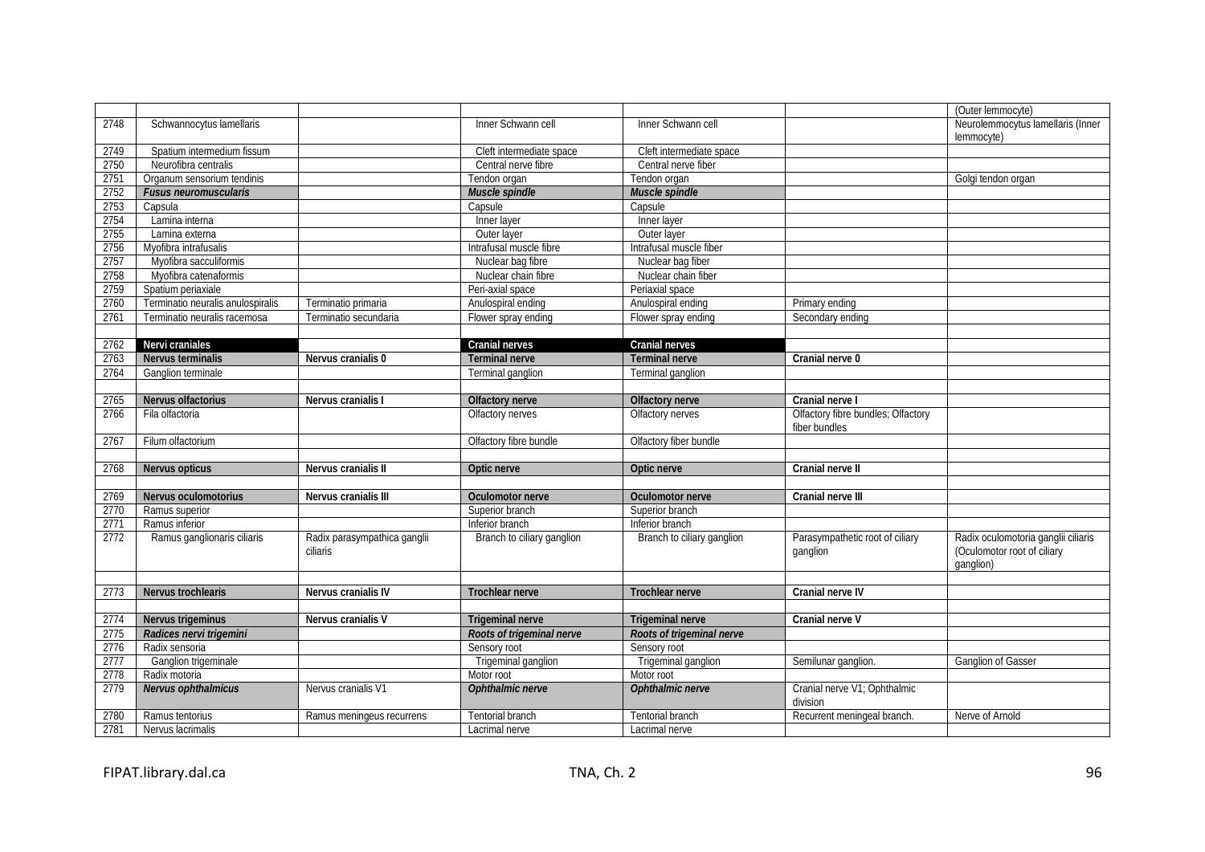| | | | | | | |
|---|---|---|---|---|---|---|
| | | | | | | (Outer lemmocyte) |
| 2748 | Schwannocytus lamellaris | | Inner Schwann cell | Inner Schwann cell | | Neurolemmocytus lamellaris (Inner lemmocyte) |
| 2749 | Spatium intermedium fissum | | Cleft intermediate space | Cleft intermediate space | | |
| 2750 | Neurofibra centralis | | Central nerve fibre | Central nerve fiber | | |
| 2751 | Organum sensorium tendinis | | Tendon organ | Tendon organ | | Golgi tendon organ |
| 2752 | ***Fusus neuromuscularis*** | | ***Muscle spindle*** | ***Muscle spindle*** | | |
| 2753 | Capsula | | Capsule | Capsule | | |
| 2754 | Lamina interna | | Inner layer | Inner layer | | |
| 2755 | Lamina externa | | Outer layer | Outer layer | | |
| 2756 | Myofibra intrafusalis | | Intrafusal muscle fibre | Intrafusal muscle fiber | | |
| 2757 | Myofibra sacculiformis | | Nuclear bag fibre | Nuclear bag fiber | | |
| 2758 | Myofibra catenaformis | | Nuclear chain fibre | Nuclear chain fiber | | |
| 2759 | Spatium periaxiale | | Peri-axial space | Periaxial space | | |
| 2760 | Terminatio neuralis anulospiralis | Terminatio primaria | Anulospiral ending | Anulospiral ending | Primary ending | |
| 2761 | Terminatio neuralis racemosa | Terminatio secundaria | Flower spray ending | Flower spray ending | Secondary ending | |
| | | | | | | |
| 2762 | **Nervi craniales** | | **Cranial nerves** | **Cranial nerves** | | |
| 2763 | **Nervus terminalis** | **Nervus cranialis 0** | **Terminal nerve** | **Terminal nerve** | **Cranial nerve 0** | |
| 2764 | Ganglion terminale | | Terminal ganglion | Terminal ganglion | | |
| | | | | | | |
| 2765 | **Nervus olfactorius** | **Nervus cranialis I** | **Olfactory nerve** | **Olfactory nerve** | **Cranial nerve I** | |
| 2766 | Fila olfactoria | | Olfactory nerves | Olfactory nerves | Olfactory fibre bundles; Olfactory fiber bundles | |
| 2767 | Filum olfactorium | | Olfactory fibre bundle | Olfactory fiber bundle | | |
| | | | | | | |
| 2768 | **Nervus opticus** | **Nervus cranialis II** | **Optic nerve** | **Optic nerve** | **Cranial nerve II** | |
| | | | | | | |
| 2769 | **Nervus oculomotorius** | **Nervus cranialis III** | **Oculomotor nerve** | **Oculomotor nerve** | **Cranial nerve III** | |
| 2770 | Ramus superior | | Superior branch | Superior branch | | |
| 2771 | Ramus inferior | | Inferior branch | Inferior branch | | |
| 2772 | Ramus ganglionaris ciliaris | Radix parasympathica ganglii ciliaris | Branch to ciliary ganglion | Branch to ciliary ganglion | Parasympathetic root of ciliary ganglion | Radix oculomotoria ganglii ciliaris (Oculomotor root of ciliary ganglion) |
| | | | | | | |
| 2773 | **Nervus trochlearis** | **Nervus cranialis IV** | **Trochlear nerve** | **Trochlear nerve** | **Cranial nerve IV** | |
| | | | | | | |
| 2774 | **Nervus trigeminus** | **Nervus cranialis V** | **Trigeminal nerve** | **Trigeminal nerve** | **Cranial nerve V** | |
| 2775 | ***Radices nervi trigemini*** | | ***Roots of trigeminal nerve*** | ***Roots of trigeminal nerve*** | | |
| 2776 | Radix sensoria | | Sensory root | Sensory root | | |
| 2777 | Ganglion trigeminale | | Trigeminal ganglion | Trigeminal ganglion | Semilunar ganglion. | Ganglion of Gasser |
| 2778 | Radix motoria | | Motor root | Motor root | | |
| 2779 | ***Nervus ophthalmicus*** | Nervus cranialis V1 | ***Ophthalmic nerve*** | ***Ophthalmic nerve*** | Cranial nerve V1; Ophthalmic division | |
| 2780 | Ramus tentorius | Ramus meningeus recurrens | Tentorial branch | Tentorial branch | Recurrent meningeal branch. | Nerve of Arnold |
| 2781 | Nervus lacrimalis | | Lacrimal nerve | Lacrimal nerve | | |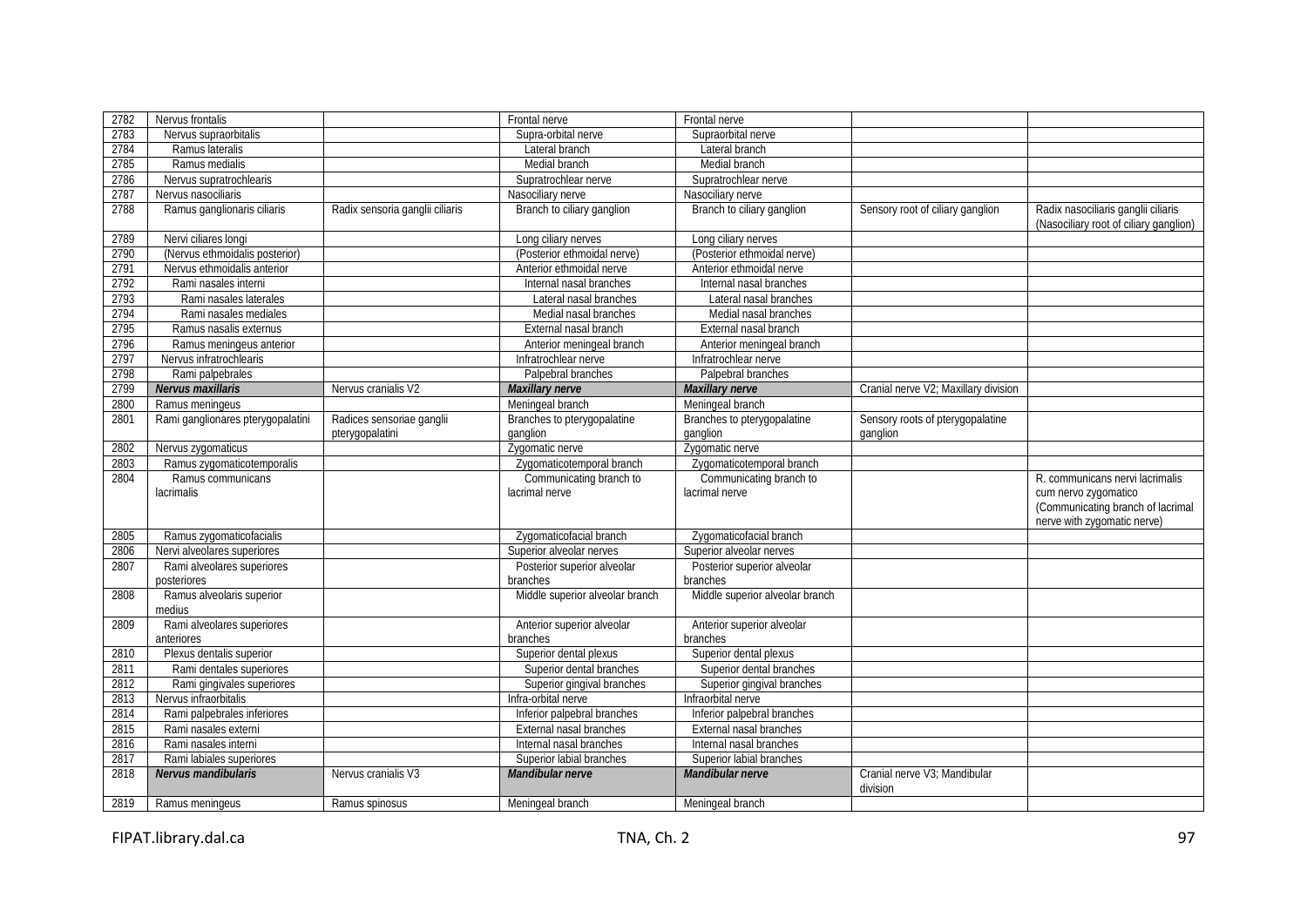| | | | | | | |
|---|---|---|---|---|---|---|
| 2782 | Nervus frontalis | | Frontal nerve | Frontal nerve | | |
| 2783 | Nervus supraorbitalis | | Supra-orbital nerve | Supraorbital nerve | | |
| 2784 | Ramus lateralis | | Lateral branch | Lateral branch | | |
| 2785 | Ramus medialis | | Medial branch | Medial branch | | |
| 2786 | Nervus supratrochlearis | | Supratrochlear nerve | Supratrochlear nerve | | |
| 2787 | Nervus nasociliaris | | Nasociliary nerve | Nasociliary nerve | | |
| 2788 | Ramus ganglionaris ciliaris | Radix sensoria ganglii ciliaris | Branch to ciliary ganglion | Branch to ciliary ganglion | Sensory root of ciliary ganglion | Radix nasociliaris ganglii ciliaris (Nasociliary root of ciliary ganglion) |
| 2789 | Nervi ciliares longi | | Long ciliary nerves | Long ciliary nerves | | |
| 2790 | (Nervus ethmoidalis posterior) | | (Posterior ethmoidal nerve) | (Posterior ethmoidal nerve) | | |
| 2791 | Nervus ethmoidalis anterior | | Anterior ethmoidal nerve | Anterior ethmoidal nerve | | |
| 2792 | Rami nasales interni | | Internal nasal branches | Internal nasal branches | | |
| 2793 | Rami nasales laterales | | Lateral nasal branches | Lateral nasal branches | | |
| 2794 | Rami nasales mediales | | Medial nasal branches | Medial nasal branches | | |
| 2795 | Ramus nasalis externus | | External nasal branch | External nasal branch | | |
| 2796 | Ramus meningeus anterior | | Anterior meningeal branch | Anterior meningeal branch | | |
| 2797 | Nervus infratrochlearis | | Infratrochlear nerve | Infratrochlear nerve | | |
| 2798 | Rami palpebrales | | Palpebral branches | Palpebral branches | | |
| 2799 | ***Nervus maxillaris*** | Nervus cranialis V2 | ***Maxillary nerve*** | ***Maxillary nerve*** | Cranial nerve V2; Maxillary division | |
| 2800 | Ramus meningeus | | Meningeal branch | Meningeal branch | | |
| 2801 | Rami ganglionares pterygopalatini | Radices sensoriae ganglii pterygopalatini | Branches to pterygopalatine ganglion | Branches to pterygopalatine ganglion | Sensory roots of pterygopalatine ganglion | |
| 2802 | Nervus zygomaticus | | Zygomatic nerve | Zygomatic nerve | | |
| 2803 | Ramus zygomaticotemporalis | | Zygomaticotemporal branch | Zygomaticotemporal branch | | |
| 2804 | Ramus communicans lacrimalis | | Communicating branch to lacrimal nerve | Communicating branch to lacrimal nerve | | R. communicans nervi lacrimalis cum nervo zygomatico (Communicating branch of lacrimal nerve with zygomatic nerve) |
| 2805 | Ramus zygomaticofacialis | | Zygomaticofacial branch | Zygomaticofacial branch | | |
| 2806 | Nervi alveolares superiores | | Superior alveolar nerves | Superior alveolar nerves | | |
| 2807 | Rami alveolares superiores posteriores | | Posterior superior alveolar branches | Posterior superior alveolar branches | | |
| 2808 | Ramus alveolaris superior medius | | Middle superior alveolar branch | Middle superior alveolar branch | | |
| 2809 | Rami alveolares superiores anteriores | | Anterior superior alveolar branches | Anterior superior alveolar branches | | |
| 2810 | Plexus dentalis superior | | Superior dental plexus | Superior dental plexus | | |
| 2811 | Rami dentales superiores | | Superior dental branches | Superior dental branches | | |
| 2812 | Rami gingivales superiores | | Superior gingival branches | Superior gingival branches | | |
| 2813 | Nervus infraorbitalis | | Infra-orbital nerve | Infraorbital nerve | | |
| 2814 | Rami palpebrales inferiores | | Inferior palpebral branches | Inferior palpebral branches | | |
| 2815 | Rami nasales externi | | External nasal branches | External nasal branches | | |
| 2816 | Rami nasales interni | | Internal nasal branches | Internal nasal branches | | |
| 2817 | Rami labiales superiores | | Superior labial branches | Superior labial branches | | |
| 2818 | ***Nervus mandibularis*** | Nervus cranialis V3 | ***Mandibular nerve*** | ***Mandibular nerve*** | Cranial nerve V3; Mandibular division | |
| 2819 | Ramus meningeus | Ramus spinosus | Meningeal branch | Meningeal branch | | |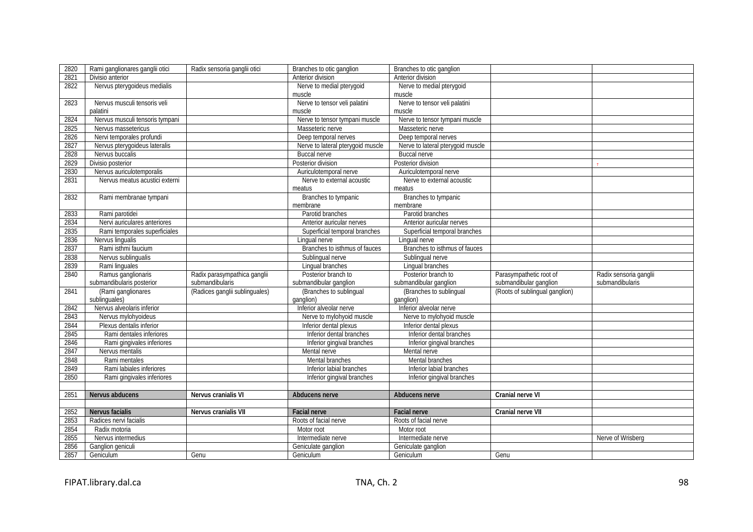| | | | | | | |
|---|---|---|---|---|---|---|
| 2820 | Rami ganglionares ganglii otici | Radix sensoria ganglii otici | Branches to otic ganglion | Branches to otic ganglion | | |
| 2821 | Divisio anterior | | Anterior division | Anterior division | | |
| 2822 | Nervus pterygoideus medialis | | Nerve to medial pterygoid muscle | Nerve to medial pterygoid muscle | | |
| 2823 | Nervus musculi tensoris veli palatini | | Nerve to tensor veli palatini muscle | Nerve to tensor veli palatini muscle | | |
| 2824 | Nervus musculi tensoris tympani | | Nerve to tensor tympani muscle | Nerve to tensor tympani muscle | | |
| 2825 | Nervus massetericus | | Masseteric nerve | Masseteric nerve | | |
| 2826 | Nervi temporales profundi | | Deep temporal nerves | Deep temporal nerves | | |
| 2827 | Nervus pterygoideus lateralis | | Nerve to lateral pterygoid muscle | Nerve to lateral pterygoid muscle | | |
| 2828 | Nervus buccalis | | Buccal nerve | Buccal nerve | | |
| 2829 | Divisio posterior | | Posterior division | Posterior division | | |
| 2830 | Nervus auriculotemporalis | | Auriculotemporal nerve | Auriculotemporal nerve | | |
| 2831 | Nervus meatus acustici externi | | Nerve to external acoustic meatus | Nerve to external acoustic meatus | | |
| 2832 | Rami membranae tympani | | Branches to tympanic membrane | Branches to tympanic membrane | | |
| 2833 | Rami parotidei | | Parotid branches | Parotid branches | | |
| 2834 | Nervi auriculares anteriores | | Anterior auricular nerves | Anterior auricular nerves | | |
| 2835 | Rami temporales superficiales | | Superficial temporal branches | Superficial temporal branches | | |
| 2836 | Nervus lingualis | | Lingual nerve | Lingual nerve | | |
| 2837 | Rami isthmi faucium | | Branches to isthmus of fauces | Branches to isthmus of fauces | | |
| 2838 | Nervus sublingualis | | Sublingual nerve | Sublingual nerve | | |
| 2839 | Rami linguales | | Lingual branches | Lingual branches | | |
| 2840 | Ramus ganglionaris submandibularis posterior | Radix parasympathica ganglii submandibularis | Posterior branch to submandibular ganglion | Posterior branch to submandibular ganglion | Parasympathetic root of submandibular ganglion | Radix sensoria ganglii submandibularis |
| 2841 | (Rami ganglionares sublinguales) | (Radices ganglii sublinguales) | (Branches to sublingual ganglion) | (Branches to sublingual ganglion) | (Roots of sublingual ganglion) | |
| 2842 | Nervus alveolaris inferior | | Inferior alveolar nerve | Inferior alveolar nerve | | |
| 2843 | Nervus mylohyoideus | | Nerve to mylohyoid muscle | Nerve to mylohyoid muscle | | |
| 2844 | Plexus dentalis inferior | | Inferior dental plexus | Inferior dental plexus | | |
| 2845 | Rami dentales inferiores | | Inferior dental branches | Inferior dental branches | | |
| 2846 | Rami gingivales inferiores | | Inferior gingival branches | Inferior gingival branches | | |
| 2847 | Nervus mentalis | | Mental nerve | Mental nerve | | |
| 2848 | Rami mentales | | Mental branches | Mental branches | | |
| 2849 | Rami labiales inferiores | | Inferior labial branches | Inferior labial branches | | |
| 2850 | Rami gingivales inferiores | | Inferior gingival branches | Inferior gingival branches | | |
| | | | | | | |
| 2851 | **Nervus abducens** | **Nervus cranialis VI** | **Abducens nerve** | **Abducens nerve** | **Cranial nerve VI** | |
| | | | | | | |
| 2852 | **Nervus facialis** | **Nervus cranialis VII** | **Facial nerve** | **Facial nerve** | **Cranial nerve VII** | |
| 2853 | Radices nervi facialis | | Roots of facial nerve | Roots of facial nerve | | |
| 2854 | Radix motoria | | Motor root | Motor root | | |
| 2855 | Nervus intermedius | | Intermediate nerve | Intermediate nerve | | Nerve of Wrisberg |
| 2856 | Ganglion geniculi | | Geniculate ganglion | Geniculate ganglion | | |
| 2857 | Geniculum | Genu | Geniculum | Geniculum | Genu | |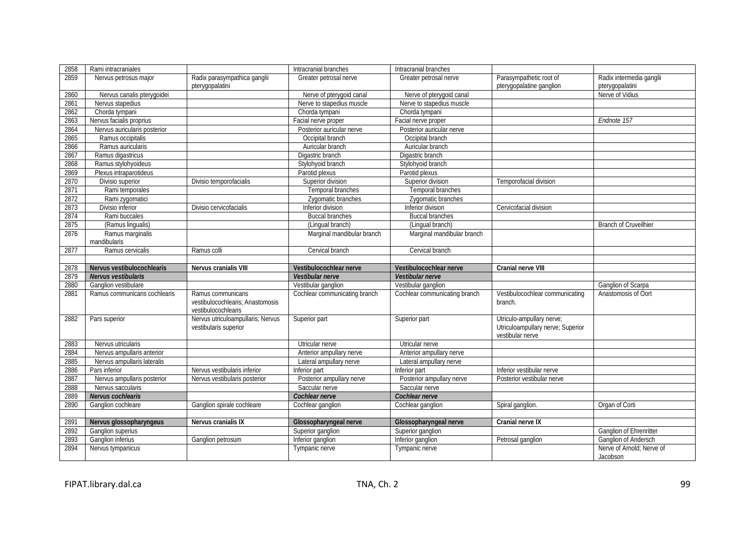| | | | | | | |
|---|---|---|---|---|---|---|
| 2858 | Rami intracraniales | | Intracranial branches | Intracranial branches | | |
| 2859 | Nervus petrosus major | Radix parasympathica ganglii pterygopalatini | Greater petrosal nerve | Greater petrosal nerve | Parasympathetic root of pterygopalatine ganglion | Radix intermedia ganglii pterygopalatini |
| 2860 | Nervus canalis pterygoidei | | Nerve of pterygoid canal | Nerve of pterygoid canal | | Nerve of Vidius |
| 2861 | Nervus stapedius | | Nerve to stapedius muscle | Nerve to stapedius muscle | | |
| 2862 | Chorda tympani | | Chorda tympani | Chorda tympani | | |
| 2863 | Nervus facialis proprius | | Facial nerve proper | Facial nerve proper | | *Endnote 157* |
| 2864 | Nervus auricularis posterior | | Posterior auricular nerve | Posterior auricular nerve | | |
| 2865 | Ramus occipitalis | | Occipital branch | Occipital branch | | |
| 2866 | Ramus auricularis | | Auricular branch | Auricular branch | | |
| 2867 | Ramus digastricus | | Digastric branch | Digastric branch | | |
| 2868 | Ramus stylohyoideus | | Stylohyoid branch | Stylohyoid branch | | |
| 2869 | Plexus intraparotideus | | Parotid plexus | Parotid plexus | | |
| 2870 | Divisio superior | Divisio temporofacialis | Superior division | Superior division | Temporofacial division | |
| 2871 | Rami temporales | | Temporal branches | Temporal branches | | |
| 2872 | Rami zygomatici | | Zygomatic branches | Zygomatic branches | | |
| 2873 | Divisio inferior | Divisio cervicofacialis | Inferior division | Inferior division | Cervicofacial division | |
| 2874 | Rami buccales | | Buccal branches | Buccal branches | | |
| 2875 | (Ramus lingualis) | | (Lingual branch) | (Lingual branch) | | Branch of Cruveilhier |
| 2876 | Ramus marginalis mandibularis | | Marginal mandibular branch | Marginal mandibular branch | | |
| 2877 | Ramus cervicalis | Ramus colli | Cervical branch | Cervical branch | | |
| | | | | | | |
| 2878 | **Nervus vestibulocochlearis** | **Nervus cranialis VIII** | **Vestibulocochlear nerve** | **Vestibulocochlear nerve** | **Cranial nerve VIII** | |
| 2879 | ***Nervus vestibularis*** | | ***Vestibular nerve*** | ***Vestibular nerve*** | | |
| 2880 | Ganglion vestibulare | | Vestibular ganglion | Vestibular ganglion | | Ganglion of Scarpa |
| 2881 | Ramus communicans cochlearis | Ramus communicans vestibulocochlearis; Anastomosis vestibulocochlearis | Cochlear communicating branch | Cochlear communicating branch | Vestibulocochlear communicating branch. | Anastomosis of Oort |
| 2882 | Pars superior | Nervus utriculoampullaris; Nervus vestibularis superior | Superior part | Superior part | Utriculo-ampullary nerve; Utriculoampullary nerve; Superior vestibular nerve | |
| 2883 | Nervus utricularis | | Utricular nerve | Utricular nerve | | |
| 2884 | Nervus ampullaris anterior | | Anterior ampullary nerve | Anterior ampullary nerve | | |
| 2885 | Nervus ampullaris lateralis | | Lateral ampullary nerve | Lateral ampullary nerve | | |
| 2886 | Pars inferior | Nervus vestibularis inferior | Inferior part | Inferior part | Inferior vestibular nerve | |
| 2887 | Nervus ampullaris posterior | Nervus vestibularis posterior | Posterior ampullary nerve | Posterior ampullary nerve | Posterior vestibular nerve | |
| 2888 | Nervus saccularis | | Saccular nerve | Saccular nerve | | |
| 2889 | ***Nervus cochlearis*** | | ***Cochlear nerve*** | ***Cochlear nerve*** | | |
| 2890 | Ganglion cochleare | Ganglion spirale cochleare | Cochlear ganglion | Cochlear ganglion | Spiral ganglion. | Organ of Corti |
| | | | | | | |
| 2891 | **Nervus glossopharyngeus** | **Nervus cranialis IX** | **Glossopharyngeal nerve** | **Glossopharyngeal nerve** | **Cranial nerve IX** | |
| 2892 | Ganglion superius | | Superior ganglion | Superior ganglion | | Ganglion of Ehrenritter |
| 2893 | Ganglion inferius | Ganglion petrosum | Inferior ganglion | Inferior ganglion | Petrosal ganglion | Ganglion of Andersch |
| 2894 | Nervus tympanicus | | Tympanic nerve | Tympanic nerve | | Nerve of Arnold; Nerve of Jacobson |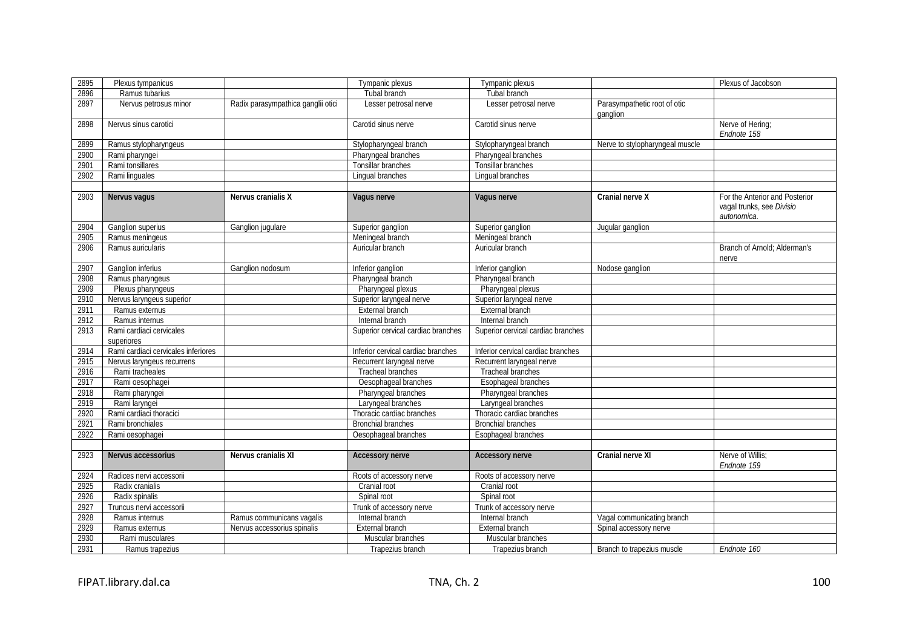| 2895 | Plexus tympanicus | | Tympanic plexus | Tympanic plexus | | Plexus of Jacobson |
|---|---|---|---|---|---|---|
| 2896 | Ramus tubarius | | Tubal branch | Tubal branch | | |
| 2897 | Nervus petrosus minor | Radix parasympathica ganglii otici | Lesser petrosal nerve | Lesser petrosal nerve | Parasympathetic root of otic ganglion | |
| 2898 | Nervus sinus carotici | | Carotid sinus nerve | Carotid sinus nerve | | Nerve of Hering; *Endnote 158* |
| 2899 | Ramus stylopharyngeus | | Stylopharyngeal branch | Stylopharyngeal branch | Nerve to stylopharyngeal muscle | |
| 2900 | Rami pharyngei | | Pharyngeal branches | Pharyngeal branches | | |
| 2901 | Rami tonsillares | | Tonsillar branches | Tonsillar branches | | |
| 2902 | Rami linguales | | Lingual branches | Lingual branches | | |
| | | | | | | |
| 2903 | **Nervus vagus** | **Nervus cranialis X** | **Vagus nerve** | **Vagus nerve** | **Cranial nerve X** | For the Anterior and Posterior vagal trunks, see *Divisio autonomica*. |
| 2904 | Ganglion superius | Ganglion jugulare | Superior ganglion | Superior ganglion | Jugular ganglion | |
| 2905 | Ramus meningeus | | Meningeal branch | Meningeal branch | | |
| 2906 | Ramus auricularis | | Auricular branch | Auricular branch | | Branch of Arnold; Alderman's nerve |
| 2907 | Ganglion inferius | Ganglion nodosum | Inferior ganglion | Inferior ganglion | Nodose ganglion | |
| 2908 | Ramus pharyngeus | | Pharyngeal branch | Pharyngeal branch | | |
| 2909 | Plexus pharyngeus | | Pharyngeal plexus | Pharyngeal plexus | | |
| 2910 | Nervus laryngeus superior | | Superior laryngeal nerve | Superior laryngeal nerve | | |
| 2911 | Ramus externus | | External branch | External branch | | |
| 2912 | Ramus internus | | Internal branch | Internal branch | | |
| 2913 | Rami cardiaci cervicales superiores | | Superior cervical cardiac branches | Superior cervical cardiac branches | | |
| 2914 | Rami cardiaci cervicales inferiores | | Inferior cervical cardiac branches | Inferior cervical cardiac branches | | |
| 2915 | Nervus laryngeus recurrens | | Recurrent laryngeal nerve | Recurrent laryngeal nerve | | |
| 2916 | Rami tracheales | | Tracheal branches | Tracheal branches | | |
| 2917 | Rami oesophagei | | Oesophageal branches | Esophageal branches | | |
| 2918 | Rami pharyngei | | Pharyngeal branches | Pharyngeal branches | | |
| 2919 | Rami laryngei | | Laryngeal branches | Laryngeal branches | | |
| 2920 | Rami cardiaci thoracici | | Thoracic cardiac branches | Thoracic cardiac branches | | |
| 2921 | Rami bronchiales | | Bronchial branches | Bronchial branches | | |
| 2922 | Rami oesophagei | | Oesophageal branches | Esophageal branches | | |
| | | | | | | |
| 2923 | **Nervus accessorius** | **Nervus cranialis XI** | **Accessory nerve** | **Accessory nerve** | **Cranial nerve XI** | Nerve of Willis; *Endnote 159* |
| 2924 | Radices nervi accessorii | | Roots of accessory nerve | Roots of accessory nerve | | |
| 2925 | Radix cranialis | | Cranial root | Cranial root | | |
| 2926 | Radix spinalis | | Spinal root | Spinal root | | |
| 2927 | Truncus nervi accessorii | | Trunk of accessory nerve | Trunk of accessory nerve | | |
| 2928 | Ramus internus | Ramus communicans vagalis | Internal branch | Internal branch | Vagal communicating branch | |
| 2929 | Ramus externus | Nervus accessorius spinalis | External branch | External branch | Spinal accessory nerve | |
| 2930 | Rami musculares | | Muscular branches | Muscular branches | | |
| 2931 | Ramus trapezius | | Trapezius branch | Trapezius branch | Branch to trapezius muscle | *Endnote 160* |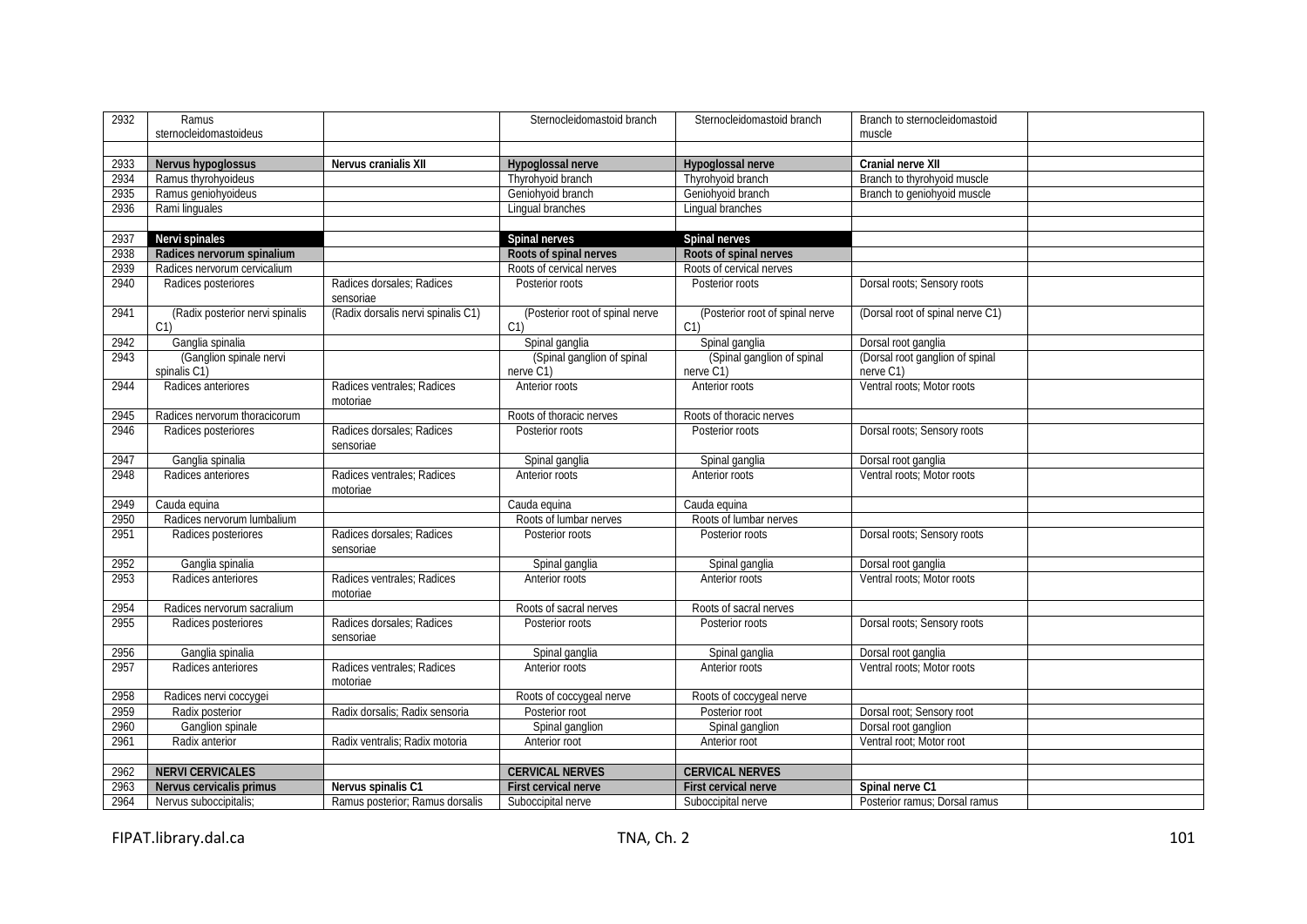| | | | | | | |
|---|---|---|---|---|---|---|
| 2932 | Ramus sternocleidomastoideus | | Sternocleidomastoid branch | Sternocleidomastoid branch | Branch to sternocleidomastoid muscle | |
| | | | | | | |
| 2933 | **Nervus hypoglossus** | **Nervus cranialis XII** | **Hypoglossal nerve** | **Hypoglossal nerve** | **Cranial nerve XII** | |
| 2934 | Ramus thyrohyoideus | | Thyrohyoid branch | Thyrohyoid branch | Branch to thyrohyoid muscle | |
| 2935 | Ramus geniohyoideus | | Geniohyoid branch | Geniohyoid branch | Branch to geniohyoid muscle | |
| 2936 | Rami linguales | | Lingual branches | Lingual branches | | |
| | | | | | | |
| 2937 | **Nervi spinales** | | **Spinal nerves** | **Spinal nerves** | | |
| 2938 | **Radices nervorum spinalium** | | **Roots of spinal nerves** | **Roots of spinal nerves** | | |
| 2939 | Radices nervorum cervicalium | | Roots of cervical nerves | Roots of cervical nerves | | |
| 2940 | Radices posteriores | Radices dorsales; Radices sensoriae | Posterior roots | Posterior roots | Dorsal roots; Sensory roots | |
| 2941 | (Radix posterior nervi spinalis C1) | (Radix dorsalis nervi spinalis C1) | (Posterior root of spinal nerve C1) | (Posterior root of spinal nerve C1) | (Dorsal root of spinal nerve C1) | |
| 2942 | Ganglia spinalia | | Spinal ganglia | Spinal ganglia | Dorsal root ganglia | |
| 2943 | (Ganglion spinale nervi spinalis C1) | | (Spinal ganglion of spinal nerve C1) | (Spinal ganglion of spinal nerve C1) | (Dorsal root ganglion of spinal nerve C1) | |
| 2944 | Radices anteriores | Radices ventrales; Radices motoriae | Anterior roots | Anterior roots | Ventral roots; Motor roots | |
| 2945 | Radices nervorum thoracicorum | | Roots of thoracic nerves | Roots of thoracic nerves | | |
| 2946 | Radices posteriores | Radices dorsales; Radices sensoriae | Posterior roots | Posterior roots | Dorsal roots; Sensory roots | |
| 2947 | Ganglia spinalia | | Spinal ganglia | Spinal ganglia | Dorsal root ganglia | |
| 2948 | Radices anteriores | Radices ventrales; Radices motoriae | Anterior roots | Anterior roots | Ventral roots; Motor roots | |
| 2949 | Cauda equina | | Cauda equina | Cauda equina | | |
| 2950 | Radices nervorum lumbalium | | Roots of lumbar nerves | Roots of lumbar nerves | | |
| 2951 | Radices posteriores | Radices dorsales; Radices sensoriae | Posterior roots | Posterior roots | Dorsal roots; Sensory roots | |
| 2952 | Ganglia spinalia | | Spinal ganglia | Spinal ganglia | Dorsal root ganglia | |
| 2953 | Radices anteriores | Radices ventrales; Radices motoriae | Anterior roots | Anterior roots | Ventral roots; Motor roots | |
| 2954 | Radices nervorum sacralium | | Roots of sacral nerves | Roots of sacral nerves | | |
| 2955 | Radices posteriores | Radices dorsales; Radices sensoriae | Posterior roots | Posterior roots | Dorsal roots; Sensory roots | |
| 2956 | Ganglia spinalia | | Spinal ganglia | Spinal ganglia | Dorsal root ganglia | |
| 2957 | Radices anteriores | Radices ventrales; Radices motoriae | Anterior roots | Anterior roots | Ventral roots; Motor roots | |
| 2958 | Radices nervi coccygei | | Roots of coccygeal nerve | Roots of coccygeal nerve | | |
| 2959 | Radix posterior | Radix dorsalis; Radix sensoria | Posterior root | Posterior root | Dorsal root; Sensory root | |
| 2960 | Ganglion spinale | | Spinal ganglion | Spinal ganglion | Dorsal root ganglion | |
| 2961 | Radix anterior | Radix ventralis; Radix motoria | Anterior root | Anterior root | Ventral root; Motor root | |
| | | | | | | |
| 2962 | **NERVI CERVICALES** | | **CERVICAL NERVES** | **CERVICAL NERVES** | | |
| 2963 | **Nervus cervicalis primus** | **Nervus spinalis C1** | **First cervical nerve** | **First cervical nerve** | **Spinal nerve C1** | |
| 2964 | Nervus suboccipitalis; | Ramus posterior; Ramus dorsalis | Suboccipital nerve | Suboccipital nerve | Posterior ramus; Dorsal ramus | |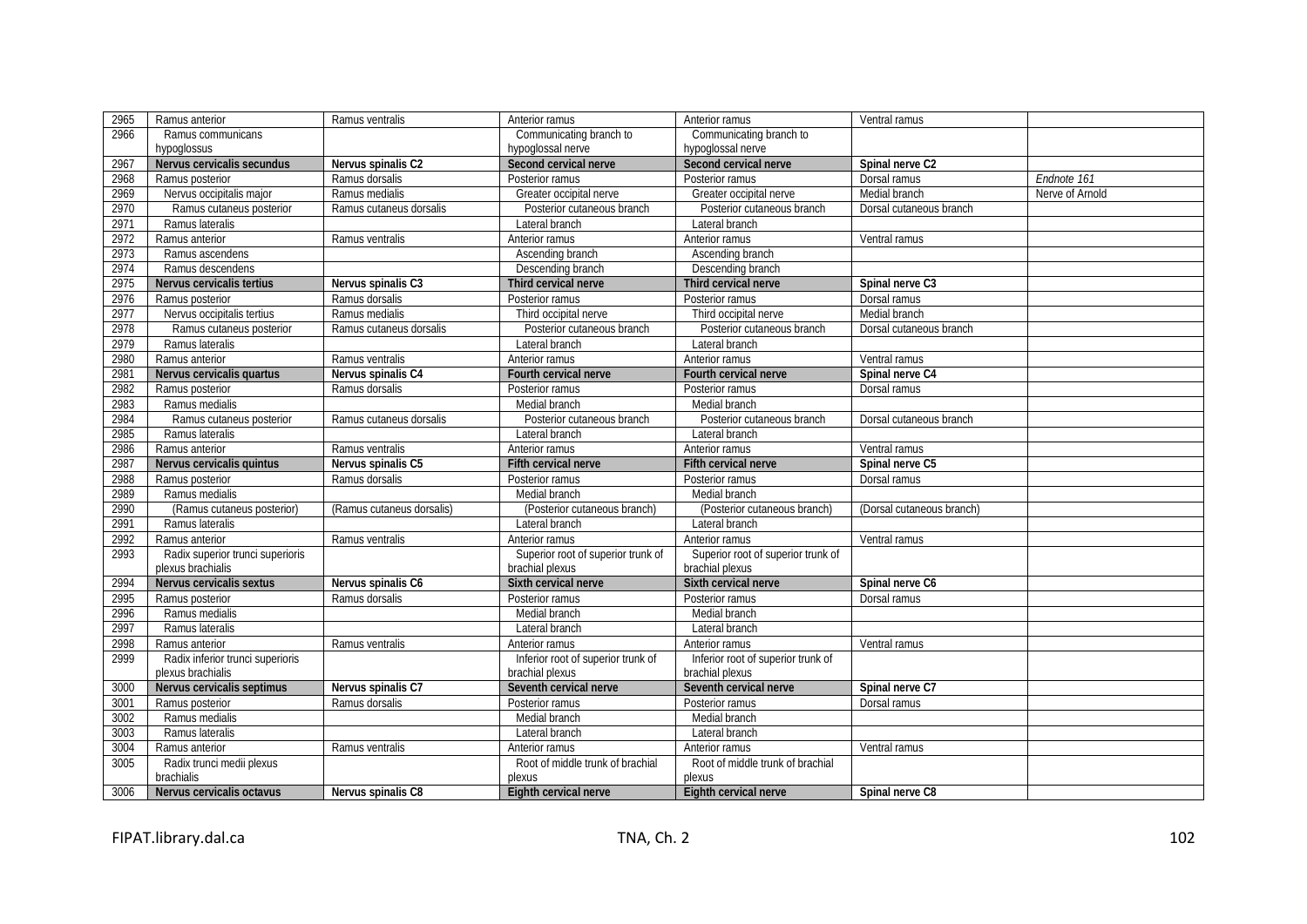| 2965 | Ramus anterior | Ramus ventralis | Anterior ramus | Anterior ramus | Ventral ramus | |
|---|---|---|---|---|---|---|
| 2966 | Ramus communicans hypoglossus | | Communicating branch to hypoglossal nerve | Communicating branch to hypoglossal nerve | | |
| 2967 | **Nervus cervicalis secundus** | **Nervus spinalis C2** | **Second cervical nerve** | **Second cervical nerve** | **Spinal nerve C2** | |
| 2968 | Ramus posterior | Ramus dorsalis | Posterior ramus | Posterior ramus | Dorsal ramus | *Endnote 161* |
| 2969 | Nervus occipitalis major | Ramus medialis | Greater occipital nerve | Greater occipital nerve | Medial branch | Nerve of Arnold |
| 2970 | Ramus cutaneus posterior | Ramus cutaneus dorsalis | Posterior cutaneous branch | Posterior cutaneous branch | Dorsal cutaneous branch | |
| 2971 | Ramus lateralis | | Lateral branch | Lateral branch | | |
| 2972 | Ramus anterior | Ramus ventralis | Anterior ramus | Anterior ramus | Ventral ramus | |
| 2973 | Ramus ascendens | | Ascending branch | Ascending branch | | |
| 2974 | Ramus descendens | | Descending branch | Descending branch | | |
| 2975 | **Nervus cervicalis tertius** | **Nervus spinalis C3** | **Third cervical nerve** | **Third cervical nerve** | **Spinal nerve C3** | |
| 2976 | Ramus posterior | Ramus dorsalis | Posterior ramus | Posterior ramus | Dorsal ramus | |
| 2977 | Nervus occipitalis tertius | Ramus medialis | Third occipital nerve | Third occipital nerve | Medial branch | |
| 2978 | Ramus cutaneus posterior | Ramus cutaneus dorsalis | Posterior cutaneous branch | Posterior cutaneous branch | Dorsal cutaneous branch | |
| 2979 | Ramus lateralis | | Lateral branch | Lateral branch | | |
| 2980 | Ramus anterior | Ramus ventralis | Anterior ramus | Anterior ramus | Ventral ramus | |
| 2981 | **Nervus cervicalis quartus** | **Nervus spinalis C4** | **Fourth cervical nerve** | **Fourth cervical nerve** | **Spinal nerve C4** | |
| 2982 | Ramus posterior | Ramus dorsalis | Posterior ramus | Posterior ramus | Dorsal ramus | |
| 2983 | Ramus medialis | | Medial branch | Medial branch | | |
| 2984 | Ramus cutaneus posterior | Ramus cutaneus dorsalis | Posterior cutaneous branch | Posterior cutaneous branch | Dorsal cutaneous branch | |
| 2985 | Ramus lateralis | | Lateral branch | Lateral branch | | |
| 2986 | Ramus anterior | Ramus ventralis | Anterior ramus | Anterior ramus | Ventral ramus | |
| 2987 | **Nervus cervicalis quintus** | **Nervus spinalis C5** | **Fifth cervical nerve** | **Fifth cervical nerve** | **Spinal nerve C5** | |
| 2988 | Ramus posterior | Ramus dorsalis | Posterior ramus | Posterior ramus | Dorsal ramus | |
| 2989 | Ramus medialis | | Medial branch | Medial branch | | |
| 2990 | (Ramus cutaneus posterior) | (Ramus cutaneus dorsalis) | (Posterior cutaneous branch) | (Posterior cutaneous branch) | (Dorsal cutaneous branch) | |
| 2991 | Ramus lateralis | | Lateral branch | Lateral branch | | |
| 2992 | Ramus anterior | Ramus ventralis | Anterior ramus | Anterior ramus | Ventral ramus | |
| 2993 | Radix superior trunci superioris plexus brachialis | | Superior root of superior trunk of brachial plexus | Superior root of superior trunk of brachial plexus | | |
| 2994 | **Nervus cervicalis sextus** | **Nervus spinalis C6** | **Sixth cervical nerve** | **Sixth cervical nerve** | **Spinal nerve C6** | |
| 2995 | Ramus posterior | Ramus dorsalis | Posterior ramus | Posterior ramus | Dorsal ramus | |
| 2996 | Ramus medialis | | Medial branch | Medial branch | | |
| 2997 | Ramus lateralis | | Lateral branch | Lateral branch | | |
| 2998 | Ramus anterior | Ramus ventralis | Anterior ramus | Anterior ramus | Ventral ramus | |
| 2999 | Radix inferior trunci superioris plexus brachialis | | Inferior root of superior trunk of brachial plexus | Inferior root of superior trunk of brachial plexus | | |
| 3000 | **Nervus cervicalis septimus** | **Nervus spinalis C7** | **Seventh cervical nerve** | **Seventh cervical nerve** | **Spinal nerve C7** | |
| 3001 | Ramus posterior | Ramus dorsalis | Posterior ramus | Posterior ramus | Dorsal ramus | |
| 3002 | Ramus medialis | | Medial branch | Medial branch | | |
| 3003 | Ramus lateralis | | Lateral branch | Lateral branch | | |
| 3004 | Ramus anterior | Ramus ventralis | Anterior ramus | Anterior ramus | Ventral ramus | |
| 3005 | Radix trunci medii plexus brachialis | | Root of middle trunk of brachial plexus | Root of middle trunk of brachial plexus | | |
| 3006 | **Nervus cervicalis octavus** | **Nervus spinalis C8** | **Eighth cervical nerve** | **Eighth cervical nerve** | **Spinal nerve C8** | |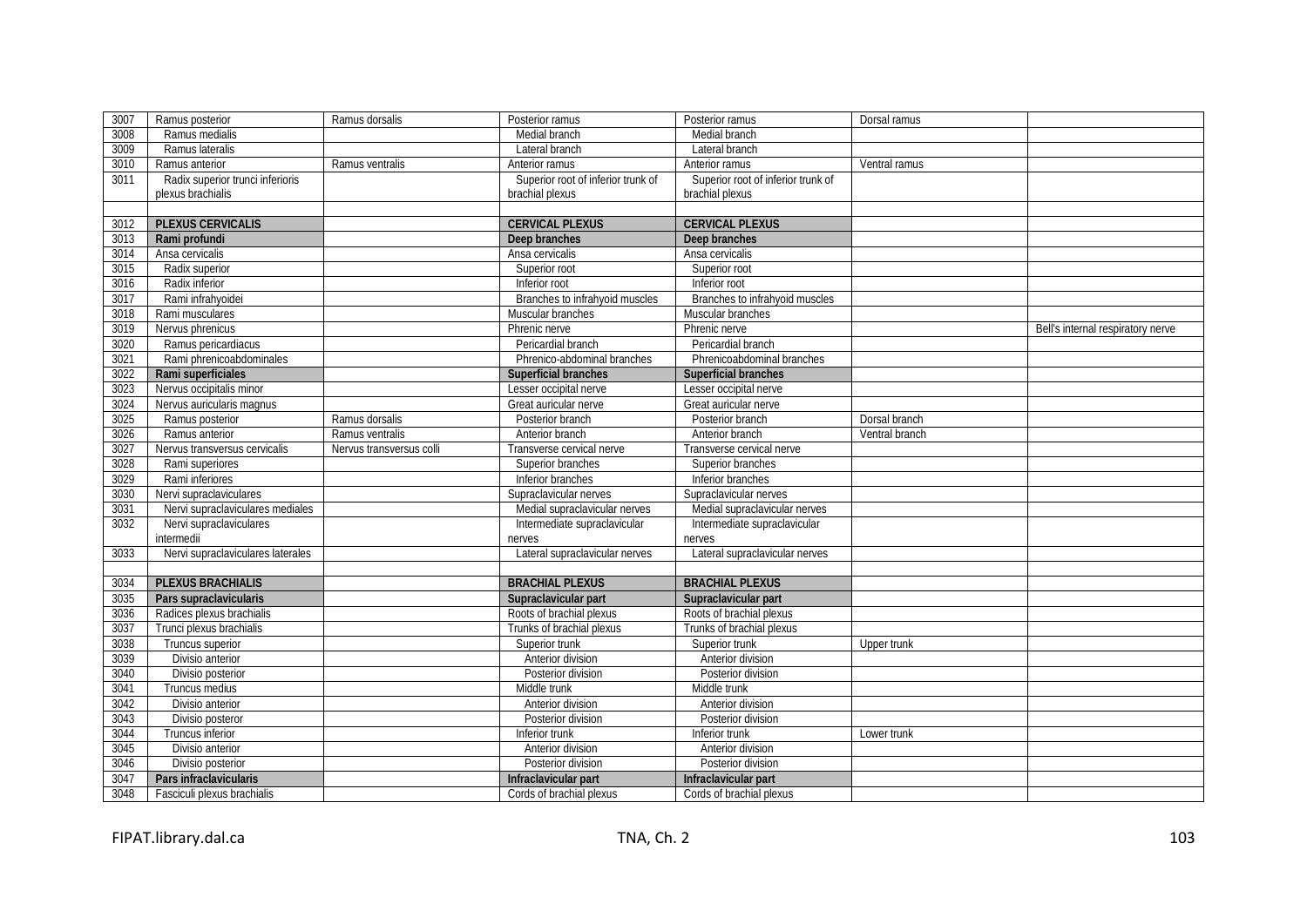| 3007 | Ramus posterior | Ramus dorsalis | Posterior ramus | Posterior ramus | Dorsal ramus | |
|---|---|---|---|---|---|---|
| 3008 | Ramus medialis | | Medial branch | Medial branch | | |
| 3009 | Ramus lateralis | | Lateral branch | Lateral branch | | |
| 3010 | Ramus anterior | Ramus ventralis | Anterior ramus | Anterior ramus | Ventral ramus | |
| 3011 | Radix superior trunci inferioris plexus brachialis | | Superior root of inferior trunk of brachial plexus | Superior root of inferior trunk of brachial plexus | | |
| | | | | | | |
| 3012 | **PLEXUS CERVICALIS** | | **CERVICAL PLEXUS** | **CERVICAL PLEXUS** | | |
| 3013 | **Rami profundi** | | **Deep branches** | **Deep branches** | | |
| 3014 | Ansa cervicalis | | Ansa cervicalis | Ansa cervicalis | | |
| 3015 | Radix superior | | Superior root | Superior root | | |
| 3016 | Radix inferior | | Inferior root | Inferior root | | |
| 3017 | Rami infrahyoidei | | Branches to infrahyoid muscles | Branches to infrahyoid muscles | | |
| 3018 | Rami musculares | | Muscular branches | Muscular branches | | |
| 3019 | Nervus phrenicus | | Phrenic nerve | Phrenic nerve | | Bell's internal respiratory nerve |
| 3020 | Ramus pericardiacus | | Pericardial branch | Pericardial branch | | |
| 3021 | Rami phrenicoabdominales | | Phrenico-abdominal branches | Phrenicoabdominal branches | | |
| 3022 | **Rami superficiales** | | **Superficial branches** | **Superficial branches** | | |
| 3023 | Nervus occipitalis minor | | Lesser occipital nerve | Lesser occipital nerve | | |
| 3024 | Nervus auricularis magnus | | Great auricular nerve | Great auricular nerve | | |
| 3025 | Ramus posterior | Ramus dorsalis | Posterior branch | Posterior branch | Dorsal branch | |
| 3026 | Ramus anterior | Ramus ventralis | Anterior branch | Anterior branch | Ventral branch | |
| 3027 | Nervus transversus cervicalis | Nervus transversus colli | Transverse cervical nerve | Transverse cervical nerve | | |
| 3028 | Rami superiores | | Superior branches | Superior branches | | |
| 3029 | Rami inferiores | | Inferior branches | Inferior branches | | |
| 3030 | Nervi supraclaviculares | | Supraclavicular nerves | Supraclavicular nerves | | |
| 3031 | Nervi supraclaviculares mediales | | Medial supraclavicular nerves | Medial supraclavicular nerves | | |
| 3032 | Nervi supraclaviculares intermedii | | Intermediate supraclavicular nerves | Intermediate supraclavicular nerves | | |
| 3033 | Nervi supraclaviculares laterales | | Lateral supraclavicular nerves | Lateral supraclavicular nerves | | |
| | | | | | | |
| 3034 | **PLEXUS BRACHIALIS** | | **BRACHIAL PLEXUS** | **BRACHIAL PLEXUS** | | |
| 3035 | **Pars supraclavicularis** | | **Supraclavicular part** | **Supraclavicular part** | | |
| 3036 | Radices plexus brachialis | | Roots of brachial plexus | Roots of brachial plexus | | |
| 3037 | Trunci plexus brachialis | | Trunks of brachial plexus | Trunks of brachial plexus | | |
| 3038 | Truncus superior | | Superior trunk | Superior trunk | Upper trunk | |
| 3039 | Divisio anterior | | Anterior division | Anterior division | | |
| 3040 | Divisio posterior | | Posterior division | Posterior division | | |
| 3041 | Truncus medius | | Middle trunk | Middle trunk | | |
| 3042 | Divisio anterior | | Anterior division | Anterior division | | |
| 3043 | Divisio posteror | | Posterior division | Posterior division | | |
| 3044 | Truncus inferior | | Inferior trunk | Inferior trunk | Lower trunk | |
| 3045 | Divisio anterior | | Anterior division | Anterior division | | |
| 3046 | Divisio posterior | | Posterior division | Posterior division | | |
| 3047 | **Pars infraclavicularis** | | **Infraclavicular part** | **Infraclavicular part** | | |
| 3048 | Fasciculi plexus brachialis | | Cords of brachial plexus | Cords of brachial plexus | | |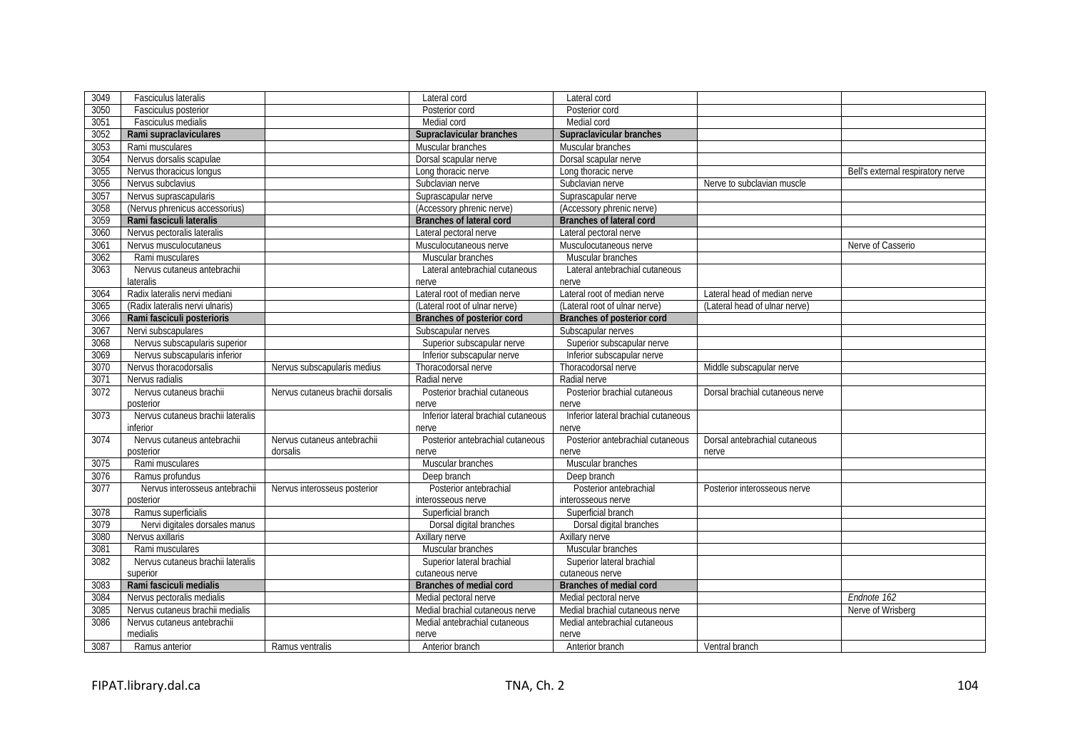| 3049 | Fasciculus lateralis | | Lateral cord | Lateral cord | | |
|---|---|---|---|---|---|---|
| 3050 | Fasciculus posterior | | Posterior cord | Posterior cord | | |
| 3051 | Fasciculus medialis | | Medial cord | Medial cord | | |
| 3052 | **Rami supraclaviculares** | | **Supraclavicular branches** | **Supraclavicular branches** | | |
| 3053 | Rami musculares | | Muscular branches | Muscular branches | | |
| 3054 | Nervus dorsalis scapulae | | Dorsal scapular nerve | Dorsal scapular nerve | | |
| 3055 | Nervus thoracicus longus | | Long thoracic nerve | Long thoracic nerve | | Bell's external respiratory nerve |
| 3056 | Nervus subclavius | | Subclavian nerve | Subclavian nerve | Nerve to subclavian muscle | |
| 3057 | Nervus suprascapularis | | Suprascapular nerve | Suprascapular nerve | | |
| 3058 | (Nervus phrenicus accessorius) | | (Accessory phrenic nerve) | (Accessory phrenic nerve) | | |
| 3059 | **Rami fasciculi lateralis** | | **Branches of lateral cord** | **Branches of lateral cord** | | |
| 3060 | Nervus pectoralis lateralis | | Lateral pectoral nerve | Lateral pectoral nerve | | |
| 3061 | Nervus musculocutaneus | | Musculocutaneous nerve | Musculocutaneous nerve | | Nerve of Casserio |
| 3062 | Rami musculares | | Muscular branches | Muscular branches | | |
| 3063 | Nervus cutaneus antebrachii lateralis | | Lateral antebrachial cutaneous nerve | Lateral antebrachial cutaneous nerve | | |
| 3064 | Radix lateralis nervi mediani | | Lateral root of median nerve | Lateral root of median nerve | Lateral head of median nerve | |
| 3065 | (Radix lateralis nervi ulnaris) | | (Lateral root of ulnar nerve) | (Lateral root of ulnar nerve) | (Lateral head of ulnar nerve) | |
| 3066 | **Rami fasciculi posterioris** | | **Branches of posterior cord** | **Branches of posterior cord** | | |
| 3067 | Nervi subscapulares | | Subscapular nerves | Subscapular nerves | | |
| 3068 | Nervus subscapularis superior | | Superior subscapular nerve | Superior subscapular nerve | | |
| 3069 | Nervus subscapularis inferior | | Inferior subscapular nerve | Inferior subscapular nerve | | |
| 3070 | Nervus thoracodorsalis | Nervus subscapularis medius | Thoracodorsal nerve | Thoracodorsal nerve | Middle subscapular nerve | |
| 3071 | Nervus radialis | | Radial nerve | Radial nerve | | |
| 3072 | Nervus cutaneus brachii posterior | Nervus cutaneus brachii dorsalis | Posterior brachial cutaneous nerve | Posterior brachial cutaneous nerve | Dorsal brachial cutaneous nerve | |
| 3073 | Nervus cutaneus brachii lateralis inferior | | Inferior lateral brachial cutaneous nerve | Inferior lateral brachial cutaneous nerve | | |
| 3074 | Nervus cutaneus antebrachii posterior | Nervus cutaneus antebrachii dorsalis | Posterior antebrachial cutaneous nerve | Posterior antebrachial cutaneous nerve | Dorsal antebrachial cutaneous nerve | |
| 3075 | Rami musculares | | Muscular branches | Muscular branches | | |
| 3076 | Ramus profundus | | Deep branch | Deep branch | | |
| 3077 | Nervus interosseus antebrachii posterior | Nervus interosseus posterior | Posterior antebrachial interosseous nerve | Posterior antebrachial interosseous nerve | Posterior interosseous nerve | |
| 3078 | Ramus superficialis | | Superficial branch | Superficial branch | | |
| 3079 | Nervi digitales dorsales manus | | Dorsal digital branches | Dorsal digital branches | | |
| 3080 | Nervus axillaris | | Axillary nerve | Axillary nerve | | |
| 3081 | Rami musculares | | Muscular branches | Muscular branches | | |
| 3082 | Nervus cutaneus brachii lateralis superior | | Superior lateral brachial cutaneous nerve | Superior lateral brachial cutaneous nerve | | |
| 3083 | **Rami fasciculi medialis** | | **Branches of medial cord** | **Branches of medial cord** | | |
| 3084 | Nervus pectoralis medialis | | Medial pectoral nerve | Medial pectoral nerve | | *Endnote 162* |
| 3085 | Nervus cutaneus brachii medialis | | Medial brachial cutaneous nerve | Medial brachial cutaneous nerve | | Nerve of Wrisberg |
| 3086 | Nervus cutaneus antebrachii medialis | | Medial antebrachial cutaneous nerve | Medial antebrachial cutaneous nerve | | |
| 3087 | Ramus anterior | Ramus ventralis | Anterior branch | Anterior branch | Ventral branch | |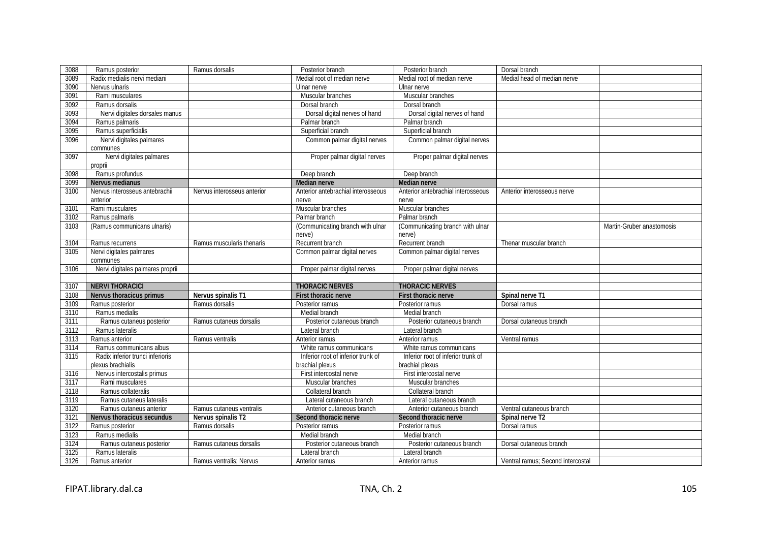| | | | | | | |
|---|---|---|---|---|---|---|
| 3088 | Ramus posterior | Ramus dorsalis | Posterior branch | Posterior branch | Dorsal branch | |
| 3089 | Radix medialis nervi mediani | | Medial root of median nerve | Medial root of median nerve | Medial head of median nerve | |
| 3090 | Nervus ulnaris | | Ulnar nerve | Ulnar nerve | | |
| 3091 | Rami musculares | | Muscular branches | Muscular branches | | |
| 3092 | Ramus dorsalis | | Dorsal branch | Dorsal branch | | |
| 3093 | Nervi digitales dorsales manus | | Dorsal digital nerves of hand | Dorsal digital nerves of hand | | |
| 3094 | Ramus palmaris | | Palmar branch | Palmar branch | | |
| 3095 | Ramus superficialis | | Superficial branch | Superficial branch | | |
| 3096 | Nervi digitales palmares communes | | Common palmar digital nerves | Common palmar digital nerves | | |
| 3097 | Nervi digitales palmares proprii | | Proper palmar digital nerves | Proper palmar digital nerves | | |
| 3098 | Ramus profundus | | Deep branch | Deep branch | | |
| 3099 | **Nervus medianus** | | **Median nerve** | **Median nerve** | | |
| 3100 | Nervus interosseus antebrachii anterior | Nervus interosseus anterior | Anterior antebrachial interosseous nerve | Anterior antebrachial interosseous nerve | Anterior interosseous nerve | |
| 3101 | Rami musculares | | Muscular branches | Muscular branches | | |
| 3102 | Ramus palmaris | | Palmar branch | Palmar branch | | |
| 3103 | (Ramus communicans ulnaris) | | (Communicating branch with ulnar nerve) | (Communicating branch with ulnar nerve) | | Martin-Gruber anastomosis |
| 3104 | Ramus recurrens | Ramus muscularis thenaris | Recurrent branch | Recurrent branch | Thenar muscular branch | |
| 3105 | Nervi digitales palmares communes | | Common palmar digital nerves | Common palmar digital nerves | | |
| 3106 | Nervi digitales palmares proprii | | Proper palmar digital nerves | Proper palmar digital nerves | | |
| | | | | | | |
| 3107 | **NERVI THORACICI** | | **THORACIC NERVES** | **THORACIC NERVES** | | |
| 3108 | **Nervus thoracicus primus** | **Nervus spinalis T1** | **First thoracic nerve** | **First thoracic nerve** | **Spinal nerve T1** | |
| 3109 | Ramus posterior | Ramus dorsalis | Posterior ramus | Posterior ramus | Dorsal ramus | |
| 3110 | Ramus medialis | | Medial branch | Medial branch | | |
| 3111 | Ramus cutaneus posterior | Ramus cutaneus dorsalis | Posterior cutaneous branch | Posterior cutaneous branch | Dorsal cutaneous branch | |
| 3112 | Ramus lateralis | | Lateral branch | Lateral branch | | |
| 3113 | Ramus anterior | Ramus ventralis | Anterior ramus | Anterior ramus | Ventral ramus | |
| 3114 | Ramus communicans albus | | White ramus communicans | White ramus communicans | | |
| 3115 | Radix inferior trunci inferioris plexus brachialis | | Inferior root of inferior trunk of brachial plexus | Inferior root of inferior trunk of brachial plexus | | |
| 3116 | Nervus intercostalis primus | | First intercostal nerve | First intercostal nerve | | |
| 3117 | Rami musculares | | Muscular branches | Muscular branches | | |
| 3118 | Ramus collateralis | | Collateral branch | Collateral branch | | |
| 3119 | Ramus cutaneus lateralis | | Lateral cutaneous branch | Lateral cutaneous branch | | |
| 3120 | Ramus cutaneus anterior | Ramus cutaneus ventralis | Anterior cutaneous branch | Anterior cutaneous branch | Ventral cutaneous branch | |
| 3121 | **Nervus thoracicus secundus** | **Nervus spinalis T2** | **Second thoracic nerve** | **Second thoracic nerve** | **Spinal nerve T2** | |
| 3122 | Ramus posterior | Ramus dorsalis | Posterior ramus | Posterior ramus | Dorsal ramus | |
| 3123 | Ramus medialis | | Medial branch | Medial branch | | |
| 3124 | Ramus cutaneus posterior | Ramus cutaneus dorsalis | Posterior cutaneous branch | Posterior cutaneous branch | Dorsal cutaneous branch | |
| 3125 | Ramus lateralis | | Lateral branch | Lateral branch | | |
| 3126 | Ramus anterior | Ramus ventralis; Nervus | Anterior ramus | Anterior ramus | Ventral ramus; Second intercostal | |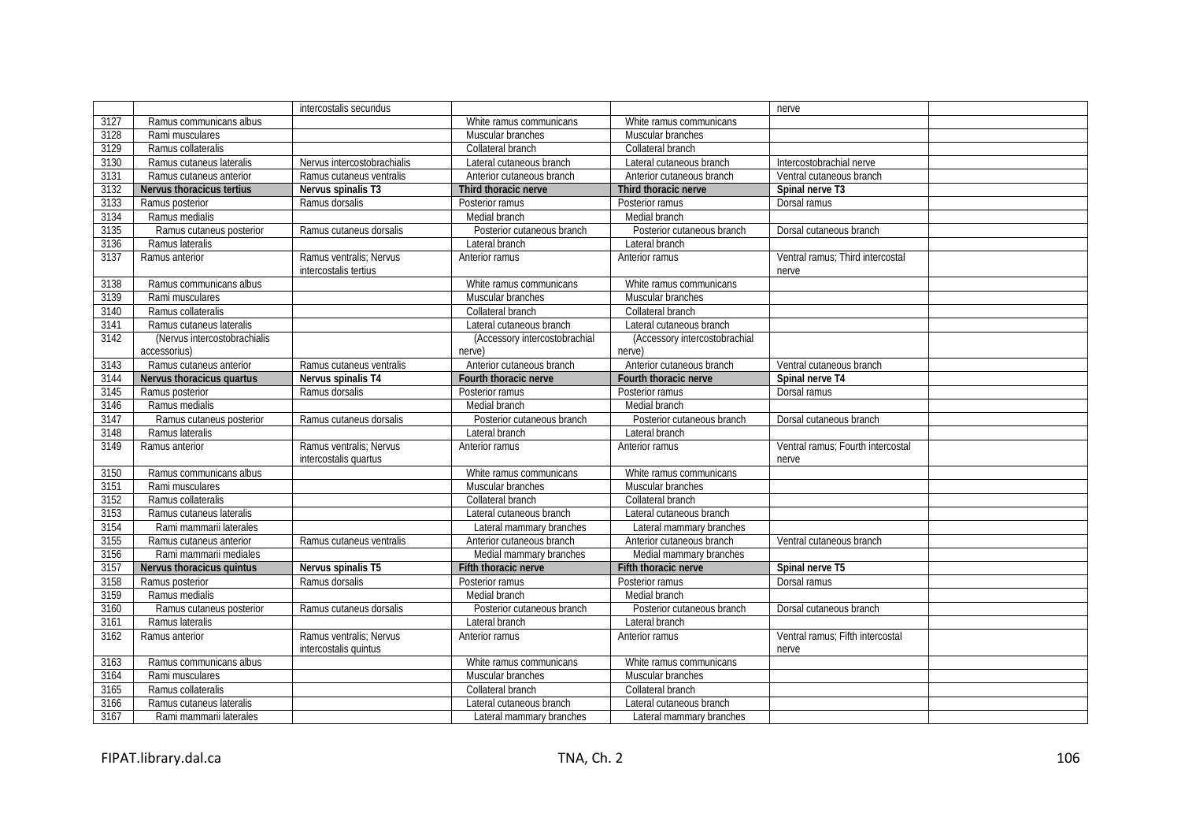| | | intercostalis secundus | | | nerve | |
|---|---|---|---|---|---|---|
| 3127 | Ramus communicans albus | | White ramus communicans | White ramus communicans | | |
| 3128 | Rami musculares | | Muscular branches | Muscular branches | | |
| 3129 | Ramus collateralis | | Collateral branch | Collateral branch | | |
| 3130 | Ramus cutaneus lateralis | Nervus intercostobrachialis | Lateral cutaneous branch | Lateral cutaneous branch | Intercostobrachial nerve | |
| 3131 | Ramus cutaneus anterior | Ramus cutaneus ventralis | Anterior cutaneous branch | Anterior cutaneous branch | Ventral cutaneous branch | |
| 3132 | **Nervus thoracicus tertius** | **Nervus spinalis T3** | **Third thoracic nerve** | **Third thoracic nerve** | **Spinal nerve T3** | |
| 3133 | Ramus posterior | Ramus dorsalis | Posterior ramus | Posterior ramus | Dorsal ramus | |
| 3134 | Ramus medialis | | Medial branch | Medial branch | | |
| 3135 | Ramus cutaneus posterior | Ramus cutaneus dorsalis | Posterior cutaneous branch | Posterior cutaneous branch | Dorsal cutaneous branch | |
| 3136 | Ramus lateralis | | Lateral branch | Lateral branch | | |
| 3137 | Ramus anterior | Ramus ventralis; Nervus intercostalis tertius | Anterior ramus | Anterior ramus | Ventral ramus; Third intercostal nerve | |
| 3138 | Ramus communicans albus | | White ramus communicans | White ramus communicans | | |
| 3139 | Rami musculares | | Muscular branches | Muscular branches | | |
| 3140 | Ramus collateralis | | Collateral branch | Collateral branch | | |
| 3141 | Ramus cutaneus lateralis | | Lateral cutaneous branch | Lateral cutaneous branch | | |
| 3142 | (Nervus intercostobrachialis accessorius) | | (Accessory intercostobrachial nerve) | (Accessory intercostobrachial nerve) | | |
| 3143 | Ramus cutaneus anterior | Ramus cutaneus ventralis | Anterior cutaneous branch | Anterior cutaneous branch | Ventral cutaneous branch | |
| 3144 | **Nervus thoracicus quartus** | **Nervus spinalis T4** | **Fourth thoracic nerve** | **Fourth thoracic nerve** | **Spinal nerve T4** | |
| 3145 | Ramus posterior | Ramus dorsalis | Posterior ramus | Posterior ramus | Dorsal ramus | |
| 3146 | Ramus medialis | | Medial branch | Medial branch | | |
| 3147 | Ramus cutaneus posterior | Ramus cutaneus dorsalis | Posterior cutaneous branch | Posterior cutaneous branch | Dorsal cutaneous branch | |
| 3148 | Ramus lateralis | | Lateral branch | Lateral branch | | |
| 3149 | Ramus anterior | Ramus ventralis; Nervus intercostalis quartus | Anterior ramus | Anterior ramus | Ventral ramus; Fourth intercostal nerve | |
| 3150 | Ramus communicans albus | | White ramus communicans | White ramus communicans | | |
| 3151 | Rami musculares | | Muscular branches | Muscular branches | | |
| 3152 | Ramus collateralis | | Collateral branch | Collateral branch | | |
| 3153 | Ramus cutaneus lateralis | | Lateral cutaneous branch | Lateral cutaneous branch | | |
| 3154 | Rami mammarii laterales | | Lateral mammary branches | Lateral mammary branches | | |
| 3155 | Ramus cutaneus anterior | Ramus cutaneus ventralis | Anterior cutaneous branch | Anterior cutaneous branch | Ventral cutaneous branch | |
| 3156 | Rami mammarii mediales | | Medial mammary branches | Medial mammary branches | | |
| 3157 | **Nervus thoracicus quintus** | **Nervus spinalis T5** | **Fifth thoracic nerve** | **Fifth thoracic nerve** | **Spinal nerve T5** | |
| 3158 | Ramus posterior | Ramus dorsalis | Posterior ramus | Posterior ramus | Dorsal ramus | |
| 3159 | Ramus medialis | | Medial branch | Medial branch | | |
| 3160 | Ramus cutaneus posterior | Ramus cutaneus dorsalis | Posterior cutaneous branch | Posterior cutaneous branch | Dorsal cutaneous branch | |
| 3161 | Ramus lateralis | | Lateral branch | Lateral branch | | |
| 3162 | Ramus anterior | Ramus ventralis; Nervus intercostalis quintus | Anterior ramus | Anterior ramus | Ventral ramus; Fifth intercostal nerve | |
| 3163 | Ramus communicans albus | | White ramus communicans | White ramus communicans | | |
| 3164 | Rami musculares | | Muscular branches | Muscular branches | | |
| 3165 | Ramus collateralis | | Collateral branch | Collateral branch | | |
| 3166 | Ramus cutaneus lateralis | | Lateral cutaneous branch | Lateral cutaneous branch | | |
| 3167 | Rami mammarii laterales | | Lateral mammary branches | Lateral mammary branches | | |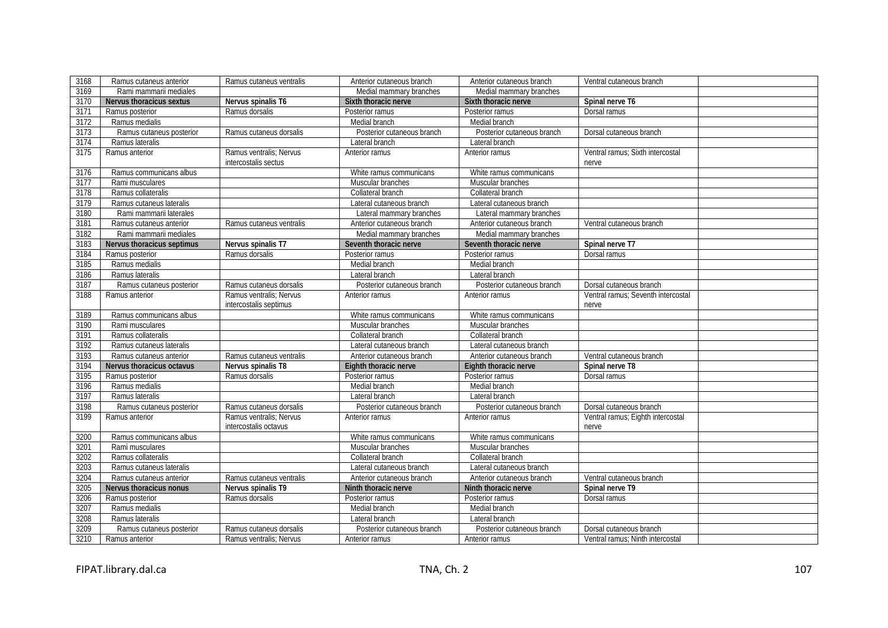| 3168 | Ramus cutaneus anterior | Ramus cutaneus ventralis | Anterior cutaneous branch | Anterior cutaneous branch | Ventral cutaneous branch | |
|---|---|---|---|---|---|---|
| 3169 | Rami mammarii mediales | | Medial mammary branches | Medial mammary branches | | |
| 3170 | **Nervus thoracicus sextus** | **Nervus spinalis T6** | **Sixth thoracic nerve** | **Sixth thoracic nerve** | **Spinal nerve T6** | |
| 3171 | Ramus posterior | Ramus dorsalis | Posterior ramus | Posterior ramus | Dorsal ramus | |
| 3172 | Ramus medialis | | Medial branch | Medial branch | | |
| 3173 | Ramus cutaneus posterior | Ramus cutaneus dorsalis | Posterior cutaneous branch | Posterior cutaneous branch | Dorsal cutaneous branch | |
| 3174 | Ramus lateralis | | Lateral branch | Lateral branch | | |
| 3175 | Ramus anterior | Ramus ventralis; Nervus intercostalis sectus | Anterior ramus | Anterior ramus | Ventral ramus; Sixth intercostal nerve | |
| 3176 | Ramus communicans albus | | White ramus communicans | White ramus communicans | | |
| 3177 | Rami musculares | | Muscular branches | Muscular branches | | |
| 3178 | Ramus collateralis | | Collateral branch | Collateral branch | | |
| 3179 | Ramus cutaneus lateralis | | Lateral cutaneous branch | Lateral cutaneous branch | | |
| 3180 | Rami mammarii laterales | | Lateral mammary branches | Lateral mammary branches | | |
| 3181 | Ramus cutaneus anterior | Ramus cutaneus ventralis | Anterior cutaneous branch | Anterior cutaneous branch | Ventral cutaneous branch | |
| 3182 | Rami mammarii mediales | | Medial mammary branches | Medial mammary branches | | |
| 3183 | **Nervus thoracicus septimus** | **Nervus spinalis T7** | **Seventh thoracic nerve** | **Seventh thoracic nerve** | **Spinal nerve T7** | |
| 3184 | Ramus posterior | Ramus dorsalis | Posterior ramus | Posterior ramus | Dorsal ramus | |
| 3185 | Ramus medialis | | Medial branch | Medial branch | | |
| 3186 | Ramus lateralis | | Lateral branch | Lateral branch | | |
| 3187 | Ramus cutaneus posterior | Ramus cutaneus dorsalis | Posterior cutaneous branch | Posterior cutaneous branch | Dorsal cutaneous branch | |
| 3188 | Ramus anterior | Ramus ventralis; Nervus intercostalis septimus | Anterior ramus | Anterior ramus | Ventral ramus; Seventh intercostal nerve | |
| 3189 | Ramus communicans albus | | White ramus communicans | White ramus communicans | | |
| 3190 | Rami musculares | | Muscular branches | Muscular branches | | |
| 3191 | Ramus collateralis | | Collateral branch | Collateral branch | | |
| 3192 | Ramus cutaneus lateralis | | Lateral cutaneous branch | Lateral cutaneous branch | | |
| 3193 | Ramus cutaneus anterior | Ramus cutaneus ventralis | Anterior cutaneous branch | Anterior cutaneous branch | Ventral cutaneous branch | |
| 3194 | **Nervus thoracicus octavus** | **Nervus spinalis T8** | **Eighth thoracic nerve** | **Eighth thoracic nerve** | **Spinal nerve T8** | |
| 3195 | Ramus posterior | Ramus dorsalis | Posterior ramus | Posterior ramus | Dorsal ramus | |
| 3196 | Ramus medialis | | Medial branch | Medial branch | | |
| 3197 | Ramus lateralis | | Lateral branch | Lateral branch | | |
| 3198 | Ramus cutaneus posterior | Ramus cutaneus dorsalis | Posterior cutaneous branch | Posterior cutaneous branch | Dorsal cutaneous branch | |
| 3199 | Ramus anterior | Ramus ventralis; Nervus intercostalis octavus | Anterior ramus | Anterior ramus | Ventral ramus; Eighth intercostal nerve | |
| 3200 | Ramus communicans albus | | White ramus communicans | White ramus communicans | | |
| 3201 | Rami musculares | | Muscular branches | Muscular branches | | |
| 3202 | Ramus collateralis | | Collateral branch | Collateral branch | | |
| 3203 | Ramus cutaneus lateralis | | Lateral cutaneous branch | Lateral cutaneous branch | | |
| 3204 | Ramus cutaneus anterior | Ramus cutaneus ventralis | Anterior cutaneous branch | Anterior cutaneous branch | Ventral cutaneous branch | |
| 3205 | **Nervus thoracicus nonus** | **Nervus spinalis T9** | **Ninth thoracic nerve** | **Ninth thoracic nerve** | **Spinal nerve T9** | |
| 3206 | Ramus posterior | Ramus dorsalis | Posterior ramus | Posterior ramus | Dorsal ramus | |
| 3207 | Ramus medialis | | Medial branch | Medial branch | | |
| 3208 | Ramus lateralis | | Lateral branch | Lateral branch | | |
| 3209 | Ramus cutaneus posterior | Ramus cutaneus dorsalis | Posterior cutaneous branch | Posterior cutaneous branch | Dorsal cutaneous branch | |
| 3210 | Ramus anterior | Ramus ventralis; Nervus | Anterior ramus | Anterior ramus | Ventral ramus; Ninth intercostal | |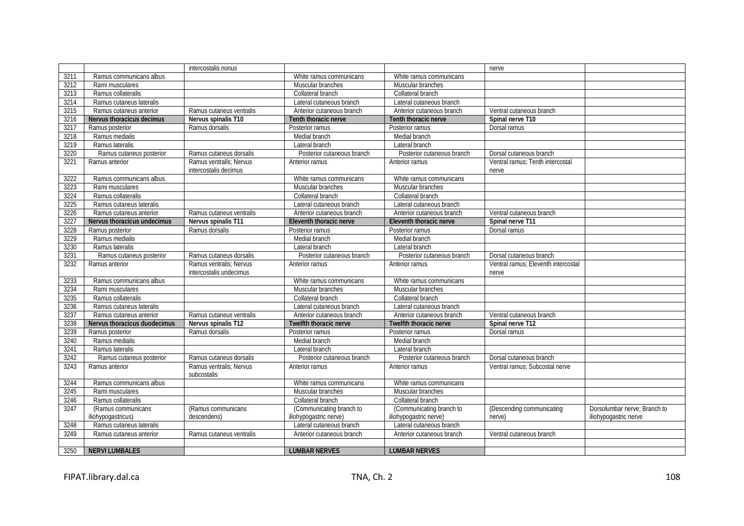| | | intercostalis nonus | | | nerve | |
|---|---|---|---|---|---|---|
| 3211 | Ramus communicans albus | | White ramus communicans | White ramus communicans | | |
| 3212 | Rami musculares | | Muscular branches | Muscular branches | | |
| 3213 | Ramus collateralis | | Collateral branch | Collateral branch | | |
| 3214 | Ramus cutaneus lateralis | | Lateral cutaneous branch | Lateral cutaneous branch | | |
| 3215 | Ramus cutaneus anterior | Ramus cutaneus ventralis | Anterior cutaneous branch | Anterior cutaneous branch | Ventral cutaneous branch | |
| 3216 | **Nervus thoracicus decimus** | **Nervus spinalis T10** | **Tenth thoracic nerve** | **Tenth thoracic nerve** | **Spinal nerve T10** | |
| 3217 | Ramus posterior | Ramus dorsalis | Posterior ramus | Posterior ramus | Dorsal ramus | |
| 3218 | Ramus medialis | | Medial branch | Medial branch | | |
| 3219 | Ramus lateralis | | Lateral branch | Lateral branch | | |
| 3220 | Ramus cutaneus posterior | Ramus cutaneus dorsalis | Posterior cutaneous branch | Posterior cutaneous branch | Dorsal cutaneous branch | |
| 3221 | Ramus anterior | Ramus ventralis; Nervus intercostalis decimus | Anterior ramus | Anterior ramus | Ventral ramus; Tenth intercostal nerve | |
| 3222 | Ramus communicans albus | | White ramus communicans | White ramus communicans | | |
| 3223 | Rami musculares | | Muscular branches | Muscular branches | | |
| 3224 | Ramus collateralis | | Collateral branch | Collateral branch | | |
| 3225 | Ramus cutaneus lateralis | | Lateral cutaneous branch | Lateral cutaneous branch | | |
| 3226 | Ramus cutaneus anterior | Ramus cutaneus ventralis | Anterior cutaneous branch | Anterior cutaneous branch | Ventral cutaneous branch | |
| 3227 | **Nervus thoracicus undecimus** | **Nervus spinalis T11** | **Eleventh thoracic nerve** | **Eleventh thoracic nerve** | **Spinal nerve T11** | |
| 3228 | Ramus posterior | Ramus dorsalis | Posterior ramus | Posterior ramus | Dorsal ramus | |
| 3229 | Ramus medialis | | Medial branch | Medial branch | | |
| 3230 | Ramus lateralis | | Lateral branch | Lateral branch | | |
| 3231 | Ramus cutaneus posterior | Ramus cutaneus dorsalis | Posterior cutaneous branch | Posterior cutaneous branch | Dorsal cutaneous branch | |
| 3232 | Ramus anterior | Ramus ventralis; Nervus intercostalis undecimus | Anterior ramus | Anterior ramus | Ventral ramus; Eleventh intercostal nerve | |
| 3233 | Ramus communicans albus | | White ramus communicans | White ramus communicans | | |
| 3234 | Rami musculares | | Muscular branches | Muscular branches | | |
| 3235 | Ramus collateralis | | Collateral branch | Collateral branch | | |
| 3236 | Ramus cutaneus lateralis | | Lateral cutaneous branch | Lateral cutaneous branch | | |
| 3237 | Ramus cutaneus anterior | Ramus cutaneus ventralis | Anterior cutaneous branch | Anterior cutaneous branch | Ventral cutaneous branch | |
| 3238 | **Nervus thoracicus duodecimus** | **Nervus spinalis T12** | **Twelfth thoracic nerve** | **Twelfth thoracic nerve** | **Spinal nerve T12** | |
| 3239 | Ramus posterior | Ramus dorsalis | Posterior ramus | Posterior ramus | Dorsal ramus | |
| 3240 | Ramus medialis | | Medial branch | Medial branch | | |
| 3241 | Ramus lateralis | | Lateral branch | Lateral branch | | |
| 3242 | Ramus cutaneus posterior | Ramus cutaneus dorsalis | Posterior cutaneous branch | Posterior cutaneous branch | Dorsal cutaneous branch | |
| 3243 | Ramus anterior | Ramus ventralis; Nervus subcostalis | Anterior ramus | Anterior ramus | Ventral ramus; Subcostal nerve | |
| 3244 | Ramus communicans albus | | White ramus communicans | White ramus communicans | | |
| 3245 | Rami musculares | | Muscular branches | Muscular branches | | |
| 3246 | Ramus collateralis | | Collateral branch | Collateral branch | | |
| 3247 | (Ramus communicans iliohypogastricus) | (Ramus communicans descendens) | (Communicating branch to iliohypogastric nerve) | (Communicating branch to iliohypogastric nerve) | (Descending communicating nerve) | Dorsolumbar nerve; Branch to iliohypogastric nerve |
| 3248 | Ramus cutaneus lateralis | | Lateral cutaneous branch | Lateral cutaneous branch | | |
| 3249 | Ramus cutaneus anterior | Ramus cutaneus ventralis | Anterior cutaneous branch | Anterior cutaneous branch | Ventral cutaneous branch | |
| | | | | | | |
| 3250 | **NERVI LUMBALES** | | **LUMBAR NERVES** | **LUMBAR NERVES** | | |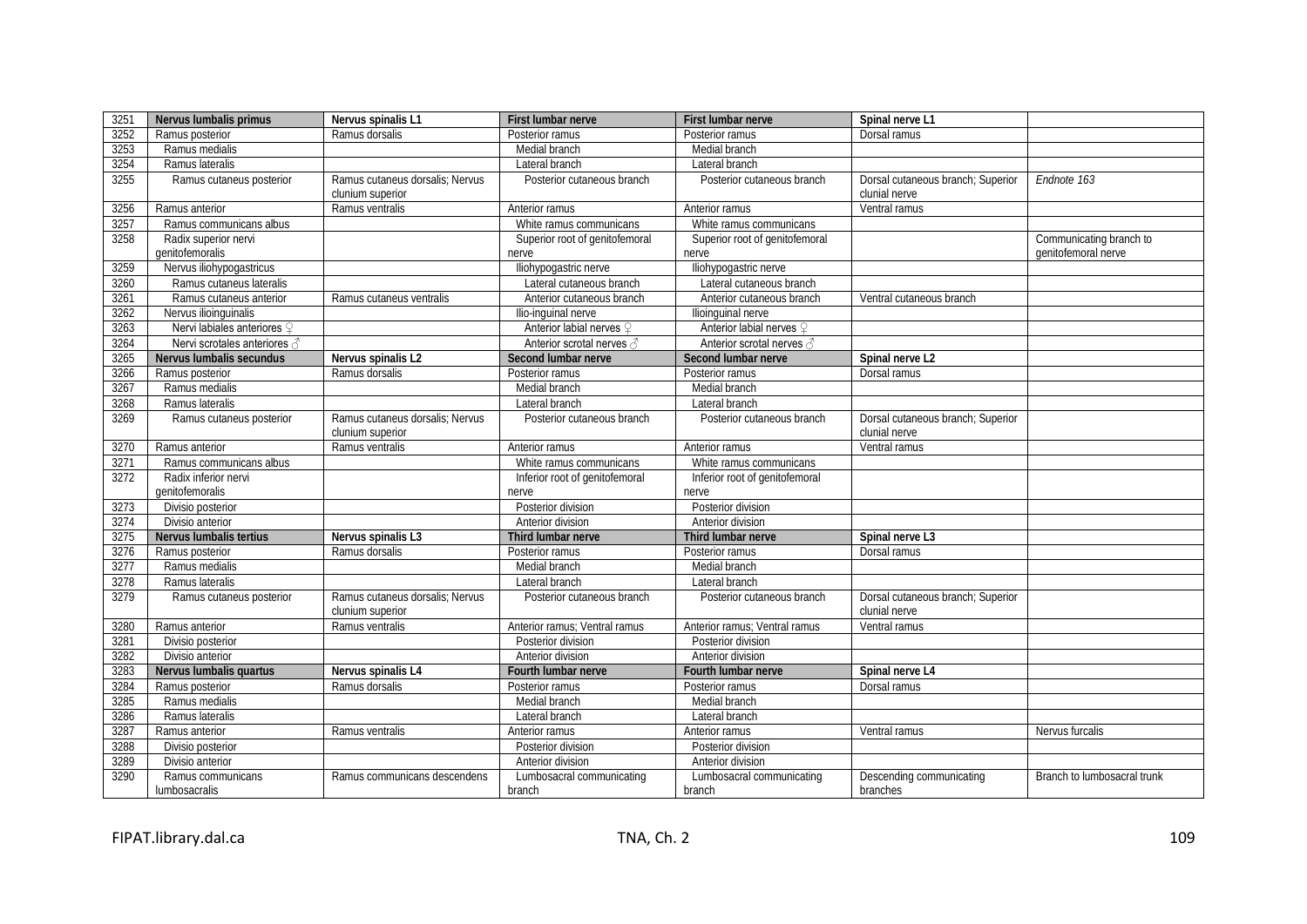| 3251 | **Nervus lumbalis primus** | **Nervus spinalis L1** | **First lumbar nerve** | **First lumbar nerve** | **Spinal nerve L1** | |
|---|---|---|---|---|---|---|
| 3252 | Ramus posterior | Ramus dorsalis | Posterior ramus | Posterior ramus | Dorsal ramus | |
| 3253 | Ramus medialis | | Medial branch | Medial branch | | |
| 3254 | Ramus lateralis | | Lateral branch | Lateral branch | | |
| 3255 | Ramus cutaneus posterior | Ramus cutaneus dorsalis; Nervus clunium superior | Posterior cutaneous branch | Posterior cutaneous branch | Dorsal cutaneous branch; Superior clunial nerve | *Endnote 163* |
| 3256 | Ramus anterior | Ramus ventralis | Anterior ramus | Anterior ramus | Ventral ramus | |
| 3257 | Ramus communicans albus | | White ramus communicans | White ramus communicans | | |
| 3258 | Radix superior nervi genitofemoralis | | Superior root of genitofemoral nerve | Superior root of genitofemoral nerve | | Communicating branch to genitofemoral nerve |
| 3259 | Nervus iliohypogastricus | | Iliohypogastric nerve | Iliohypogastric nerve | | |
| 3260 | Ramus cutaneus lateralis | | Lateral cutaneous branch | Lateral cutaneous branch | | |
| 3261 | Ramus cutaneus anterior | Ramus cutaneus ventralis | Anterior cutaneous branch | Anterior cutaneous branch | Ventral cutaneous branch | |
| 3262 | Nervus ilioinguinalis | | Ilio-inguinal nerve | Ilioinguinal nerve | | |
| 3263 | Nervi labiales anteriores ♀ | | Anterior labial nerves ♀ | Anterior labial nerves ♀ | | |
| 3264 | Nervi scrotales anteriores ♂ | | Anterior scrotal nerves ♂ | Anterior scrotal nerves ♂ | | |
| 3265 | **Nervus lumbalis secundus** | **Nervus spinalis L2** | **Second lumbar nerve** | **Second lumbar nerve** | **Spinal nerve L2** | |
| 3266 | Ramus posterior | Ramus dorsalis | Posterior ramus | Posterior ramus | Dorsal ramus | |
| 3267 | Ramus medialis | | Medial branch | Medial branch | | |
| 3268 | Ramus lateralis | | Lateral branch | Lateral branch | | |
| 3269 | Ramus cutaneus posterior | Ramus cutaneus dorsalis; Nervus clunium superior | Posterior cutaneous branch | Posterior cutaneous branch | Dorsal cutaneous branch; Superior clunial nerve | |
| 3270 | Ramus anterior | Ramus ventralis | Anterior ramus | Anterior ramus | Ventral ramus | |
| 3271 | Ramus communicans albus | | White ramus communicans | White ramus communicans | | |
| 3272 | Radix inferior nervi genitofemoralis | | Inferior root of genitofemoral nerve | Inferior root of genitofemoral nerve | | |
| 3273 | Divisio posterior | | Posterior division | Posterior division | | |
| 3274 | Divisio anterior | | Anterior division | Anterior division | | |
| 3275 | **Nervus lumbalis tertius** | **Nervus spinalis L3** | **Third lumbar nerve** | **Third lumbar nerve** | **Spinal nerve L3** | |
| 3276 | Ramus posterior | Ramus dorsalis | Posterior ramus | Posterior ramus | Dorsal ramus | |
| 3277 | Ramus medialis | | Medial branch | Medial branch | | |
| 3278 | Ramus lateralis | | Lateral branch | Lateral branch | | |
| 3279 | Ramus cutaneus posterior | Ramus cutaneus dorsalis; Nervus clunium superior | Posterior cutaneous branch | Posterior cutaneous branch | Dorsal cutaneous branch; Superior clunial nerve | |
| 3280 | Ramus anterior | Ramus ventralis | Anterior ramus; Ventral ramus | Anterior ramus; Ventral ramus | Ventral ramus | |
| 3281 | Divisio posterior | | Posterior division | Posterior division | | |
| 3282 | Divisio anterior | | Anterior division | Anterior division | | |
| 3283 | **Nervus lumbalis quartus** | **Nervus spinalis L4** | **Fourth lumbar nerve** | **Fourth lumbar nerve** | **Spinal nerve L4** | |
| 3284 | Ramus posterior | Ramus dorsalis | Posterior ramus | Posterior ramus | Dorsal ramus | |
| 3285 | Ramus medialis | | Medial branch | Medial branch | | |
| 3286 | Ramus lateralis | | Lateral branch | Lateral branch | | |
| 3287 | Ramus anterior | Ramus ventralis | Anterior ramus | Anterior ramus | Ventral ramus | Nervus furcalis |
| 3288 | Divisio posterior | | Posterior division | Posterior division | | |
| 3289 | Divisio anterior | | Anterior division | Anterior division | | |
| 3290 | Ramus communicans lumbosacralis | Ramus communicans descendens | Lumbosacral communicating branch | Lumbosacral communicating branch | Descending communicating branches | Branch to lumbosacral trunk |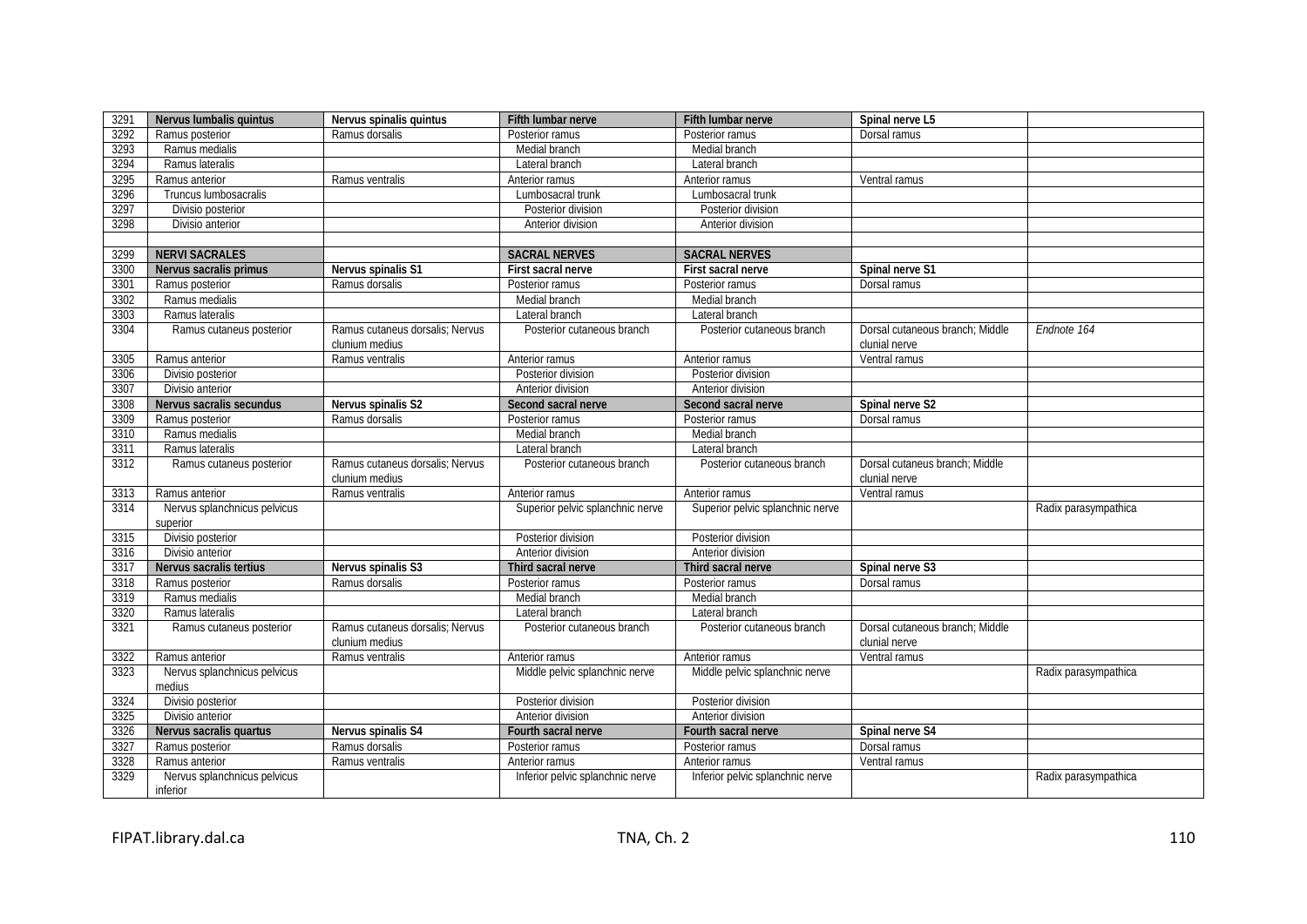| | | | | | | |
|---|---|---|---|---|---|---|
| 3291 | **Nervus lumbalis quintus** | **Nervus spinalis quintus** | **Fifth lumbar nerve** | **Fifth lumbar nerve** | **Spinal nerve L5** | |
| 3292 | Ramus posterior | Ramus dorsalis | Posterior ramus | Posterior ramus | Dorsal ramus | |
| 3293 | Ramus medialis | | Medial branch | Medial branch | | |
| 3294 | Ramus lateralis | | Lateral branch | Lateral branch | | |
| 3295 | Ramus anterior | Ramus ventralis | Anterior ramus | Anterior ramus | Ventral ramus | |
| 3296 | Truncus lumbosacralis | | Lumbosacral trunk | Lumbosacral trunk | | |
| 3297 | Divisio posterior | | Posterior division | Posterior division | | |
| 3298 | Divisio anterior | | Anterior division | Anterior division | | |
| | | | | | | |
| 3299 | **NERVI SACRALES** | | **SACRAL NERVES** | **SACRAL NERVES** | | |
| 3300 | **Nervus sacralis primus** | **Nervus spinalis S1** | **First sacral nerve** | **First sacral nerve** | **Spinal nerve S1** | |
| 3301 | Ramus posterior | Ramus dorsalis | Posterior ramus | Posterior ramus | Dorsal ramus | |
| 3302 | Ramus medialis | | Medial branch | Medial branch | | |
| 3303 | Ramus lateralis | | Lateral branch | Lateral branch | | |
| 3304 | Ramus cutaneus posterior | Ramus cutaneus dorsalis; Nervus clunium medius | Posterior cutaneous branch | Posterior cutaneous branch | Dorsal cutaneous branch; Middle clunial nerve | *Endnote 164* |
| 3305 | Ramus anterior | Ramus ventralis | Anterior ramus | Anterior ramus | Ventral ramus | |
| 3306 | Divisio posterior | | Posterior division | Posterior division | | |
| 3307 | Divisio anterior | | Anterior division | Anterior division | | |
| 3308 | **Nervus sacralis secundus** | **Nervus spinalis S2** | **Second sacral nerve** | **Second sacral nerve** | **Spinal nerve S2** | |
| 3309 | Ramus posterior | Ramus dorsalis | Posterior ramus | Posterior ramus | Dorsal ramus | |
| 3310 | Ramus medialis | | Medial branch | Medial branch | | |
| 3311 | Ramus lateralis | | Lateral branch | Lateral branch | | |
| 3312 | Ramus cutaneus posterior | Ramus cutaneus dorsalis; Nervus clunium medius | Posterior cutaneous branch | Posterior cutaneous branch | Dorsal cutaneus branch; Middle clunial nerve | |
| 3313 | Ramus anterior | Ramus ventralis | Anterior ramus | Anterior ramus | Ventral ramus | |
| 3314 | Nervus splanchnicus pelvicus superior | | Superior pelvic splanchnic nerve | Superior pelvic splanchnic nerve | | Radix parasympathica |
| 3315 | Divisio posterior | | Posterior division | Posterior division | | |
| 3316 | Divisio anterior | | Anterior division | Anterior division | | |
| 3317 | **Nervus sacralis tertius** | **Nervus spinalis S3** | **Third sacral nerve** | **Third sacral nerve** | **Spinal nerve S3** | |
| 3318 | Ramus posterior | Ramus dorsalis | Posterior ramus | Posterior ramus | Dorsal ramus | |
| 3319 | Ramus medialis | | Medial branch | Medial branch | | |
| 3320 | Ramus lateralis | | Lateral branch | Lateral branch | | |
| 3321 | Ramus cutaneus posterior | Ramus cutaneus dorsalis; Nervus clunium medius | Posterior cutaneous branch | Posterior cutaneous branch | Dorsal cutaneous branch; Middle clunial nerve | |
| 3322 | Ramus anterior | Ramus ventralis | Anterior ramus | Anterior ramus | Ventral ramus | |
| 3323 | Nervus splanchnicus pelvicus medius | | Middle pelvic splanchnic nerve | Middle pelvic splanchnic nerve | | Radix parasympathica |
| 3324 | Divisio posterior | | Posterior division | Posterior division | | |
| 3325 | Divisio anterior | | Anterior division | Anterior division | | |
| 3326 | **Nervus sacralis quartus** | **Nervus spinalis S4** | **Fourth sacral nerve** | **Fourth sacral nerve** | **Spinal nerve S4** | |
| 3327 | Ramus posterior | Ramus dorsalis | Posterior ramus | Posterior ramus | Dorsal ramus | |
| 3328 | Ramus anterior | Ramus ventralis | Anterior ramus | Anterior ramus | Ventral ramus | |
| 3329 | Nervus splanchnicus pelvicus inferior | | Inferior pelvic splanchnic nerve | Inferior pelvic splanchnic nerve | | Radix parasympathica |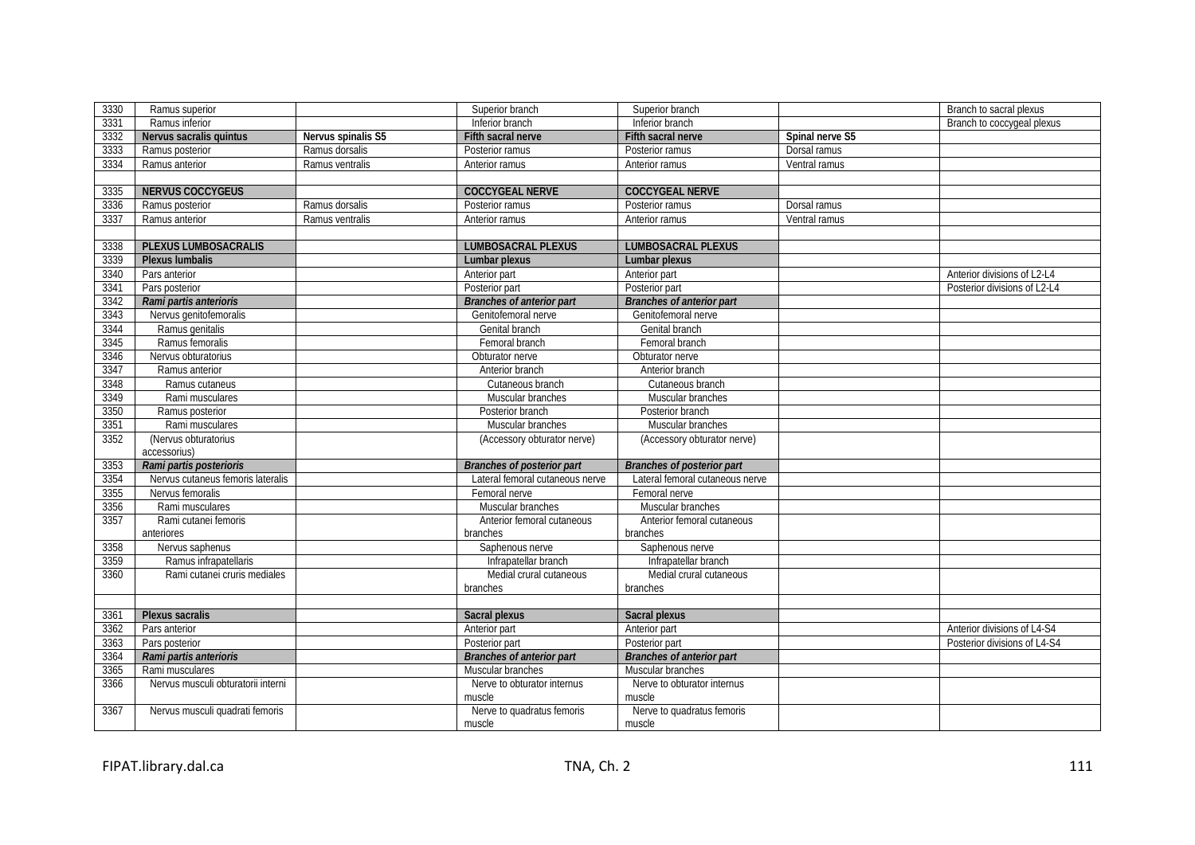| 3330 | Ramus superior | | Superior branch | Superior branch | | Branch to sacral plexus |
|---|---|---|---|---|---|---|
| 3331 | Ramus inferior | | Inferior branch | Inferior branch | | Branch to coccygeal plexus |
| 3332 | **Nervus sacralis quintus** | **Nervus spinalis S5** | **Fifth sacral nerve** | **Fifth sacral nerve** | **Spinal nerve S5** | |
| 3333 | Ramus posterior | Ramus dorsalis | Posterior ramus | Posterior ramus | Dorsal ramus | |
| 3334 | Ramus anterior | Ramus ventralis | Anterior ramus | Anterior ramus | Ventral ramus | |
| | | | | | | |
| 3335 | **NERVUS COCCYGEUS** | | **COCCYGEAL NERVE** | **COCCYGEAL NERVE** | | |
| 3336 | Ramus posterior | Ramus dorsalis | Posterior ramus | Posterior ramus | Dorsal ramus | |
| 3337 | Ramus anterior | Ramus ventralis | Anterior ramus | Anterior ramus | Ventral ramus | |
| | | | | | | |
| 3338 | **PLEXUS LUMBOSACRALIS** | | **LUMBOSACRAL PLEXUS** | **LUMBOSACRAL PLEXUS** | | |
| 3339 | **Plexus lumbalis** | | **Lumbar plexus** | **Lumbar plexus** | | |
| 3340 | Pars anterior | | Anterior part | Anterior part | | Anterior divisions of L2-L4 |
| 3341 | Pars posterior | | Posterior part | Posterior part | | Posterior divisions of L2-L4 |
| 3342 | ***Rami partis anterioris*** | | ***Branches of anterior part*** | ***Branches of anterior part*** | | |
| 3343 | Nervus genitofemoralis | | Genitofemoral nerve | Genitofemoral nerve | | |
| 3344 | Ramus genitalis | | Genital branch | Genital branch | | |
| 3345 | Ramus femoralis | | Femoral branch | Femoral branch | | |
| 3346 | Nervus obturatorius | | Obturator nerve | Obturator nerve | | |
| 3347 | Ramus anterior | | Anterior branch | Anterior branch | | |
| 3348 | Ramus cutaneus | | Cutaneous branch | Cutaneous branch | | |
| 3349 | Rami musculares | | Muscular branches | Muscular branches | | |
| 3350 | Ramus posterior | | Posterior branch | Posterior branch | | |
| 3351 | Rami musculares | | Muscular branches | Muscular branches | | |
| 3352 | (Nervus obturatorius accessorius) | | (Accessory obturator nerve) | (Accessory obturator nerve) | | |
| 3353 | ***Rami partis posterioris*** | | ***Branches of posterior part*** | ***Branches of posterior part*** | | |
| 3354 | Nervus cutaneus femoris lateralis | | Lateral femoral cutaneous nerve | Lateral femoral cutaneous nerve | | |
| 3355 | Nervus femoralis | | Femoral nerve | Femoral nerve | | |
| 3356 | Rami musculares | | Muscular branches | Muscular branches | | |
| 3357 | Rami cutanei femoris anteriores | | Anterior femoral cutaneous branches | Anterior femoral cutaneous branches | | |
| 3358 | Nervus saphenus | | Saphenous nerve | Saphenous nerve | | |
| 3359 | Ramus infrapatellaris | | Infrapatellar branch | Infrapatellar branch | | |
| 3360 | Rami cutanei cruris mediales | | Medial crural cutaneous branches | Medial crural cutaneous branches | | |
| | | | | | | |
| 3361 | **Plexus sacralis** | | **Sacral plexus** | **Sacral plexus** | | |
| 3362 | Pars anterior | | Anterior part | Anterior part | | Anterior divisions of L4-S4 |
| 3363 | Pars posterior | | Posterior part | Posterior part | | Posterior divisions of L4-S4 |
| 3364 | ***Rami partis anterioris*** | | ***Branches of anterior part*** | ***Branches of anterior part*** | | |
| 3365 | Rami musculares | | Muscular branches | Muscular branches | | |
| 3366 | Nervus musculi obturatorii interni | | Nerve to obturator internus muscle | Nerve to obturator internus muscle | | |
| 3367 | Nervus musculi quadrati femoris | | Nerve to quadratus femoris muscle | Nerve to quadratus femoris muscle | | |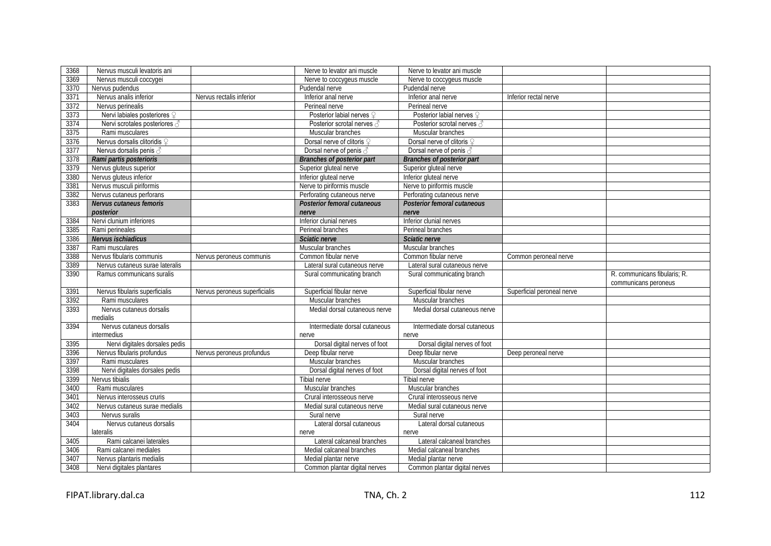| 3368 | Nervus musculi levatoris ani | | Nerve to levator ani muscle | Nerve to levator ani muscle | | |
|---|---|---|---|---|---|---|
| 3369 | Nervus musculi coccygei | | Nerve to coccygeus muscle | Nerve to coccygeus muscle | | |
| 3370 | Nervus pudendus | | Pudendal nerve | Pudendal nerve | | |
| 3371 | Nervus analis inferior | Nervus rectalis inferior | Inferior anal nerve | Inferior anal nerve | Inferior rectal nerve | |
| 3372 | Nervus perinealis | | Perineal nerve | Perineal nerve | | |
| 3373 | Nervi labiales posteriores ♀ | | Posterior labial nerves ♀ | Posterior labial nerves ♀ | | |
| 3374 | Nervi scrotales posteriores ♂ | | Posterior scrotal nerves ♂ | Posterior scrotal nerves ♂ | | |
| 3375 | Rami musculares | | Muscular branches | Muscular branches | | |
| 3376 | Nervus dorsalis clitoridis ♀ | | Dorsal nerve of clitoris ♀ | Dorsal nerve of clitoris ♀ | | |
| 3377 | Nervus dorsalis penis ♂ | | Dorsal nerve of penis ♂ | Dorsal nerve of penis ♂ | | |
| 3378 | ***Rami partis posterioris*** | | ***Branches of posterior part*** | ***Branches of posterior part*** | | |
| 3379 | Nervus gluteus superior | | Superior gluteal nerve | Superior gluteal nerve | | |
| 3380 | Nervus gluteus inferior | | Inferior gluteal nerve | Inferior gluteal nerve | | |
| 3381 | Nervus musculi piriformis | | Nerve to piriformis muscle | Nerve to piriformis muscle | | |
| 3382 | Nervus cutaneus perforans | | Perforating cutaneous nerve | Perforating cutaneous nerve | | |
| 3383 | ***Nervus cutaneus femoris posterior*** | | ***Posterior femoral cutaneous nerve*** | ***Posterior femoral cutaneous nerve*** | | |
| 3384 | Nervi clunium inferiores | | Inferior clunial nerves | Inferior clunial nerves | | |
| 3385 | Rami perineales | | Perineal branches | Perineal branches | | |
| 3386 | ***Nervus ischiadicus*** | | ***Sciatic nerve*** | ***Sciatic nerve*** | | |
| 3387 | Rami musculares | | Muscular branches | Muscular branches | | |
| 3388 | Nervus fibularis communis | Nervus peroneus communis | Common fibular nerve | Common fibular nerve | Common peroneal nerve | |
| 3389 | Nervus cutaneus surae lateralis | | Lateral sural cutaneous nerve | Lateral sural cutaneous nerve | | |
| 3390 | Ramus communicans suralis | | Sural communicating branch | Sural communicating branch | | R. communicans fibularis; R. communicans peroneus |
| 3391 | Nervus fibularis superficialis | Nervus peroneus superficialis | Superficial fibular nerve | Superficial fibular nerve | Superficial peroneal nerve | |
| 3392 | Rami musculares | | Muscular branches | Muscular branches | | |
| 3393 | Nervus cutaneus dorsalis medialis | | Medial dorsal cutaneous nerve | Medial dorsal cutaneous nerve | | |
| 3394 | Nervus cutaneus dorsalis intermedius | | Intermediate dorsal cutaneous nerve | Intermediate dorsal cutaneous nerve | | |
| 3395 | Nervi digitales dorsales pedis | | Dorsal digital nerves of foot | Dorsal digital nerves of foot | | |
| 3396 | Nervus fibularis profundus | Nervus peroneus profundus | Deep fibular nerve | Deep fibular nerve | Deep peroneal nerve | |
| 3397 | Rami musculares | | Muscular branches | Muscular branches | | |
| 3398 | Nervi digitales dorsales pedis | | Dorsal digital nerves of foot | Dorsal digital nerves of foot | | |
| 3399 | Nervus tibialis | | Tibial nerve | Tibial nerve | | |
| 3400 | Rami musculares | | Muscular branches | Muscular branches | | |
| 3401 | Nervus interosseus cruris | | Crural interosseous nerve | Crural interosseous nerve | | |
| 3402 | Nervus cutaneus surae medialis | | Medial sural cutaneous nerve | Medial sural cutaneous nerve | | |
| 3403 | Nervus suralis | | Sural nerve | Sural nerve | | |
| 3404 | Nervus cutaneus dorsalis lateralis | | Lateral dorsal cutaneous nerve | Lateral dorsal cutaneous nerve | | |
| 3405 | Rami calcanei laterales | | Lateral calcaneal branches | Lateral calcaneal branches | | |
| 3406 | Rami calcanei mediales | | Medial calcaneal branches | Medial calcaneal branches | | |
| 3407 | Nervus plantaris medialis | | Medial plantar nerve | Medial plantar nerve | | |
| 3408 | Nervi digitales plantares | | Common plantar digital nerves | Common plantar digital nerves | | |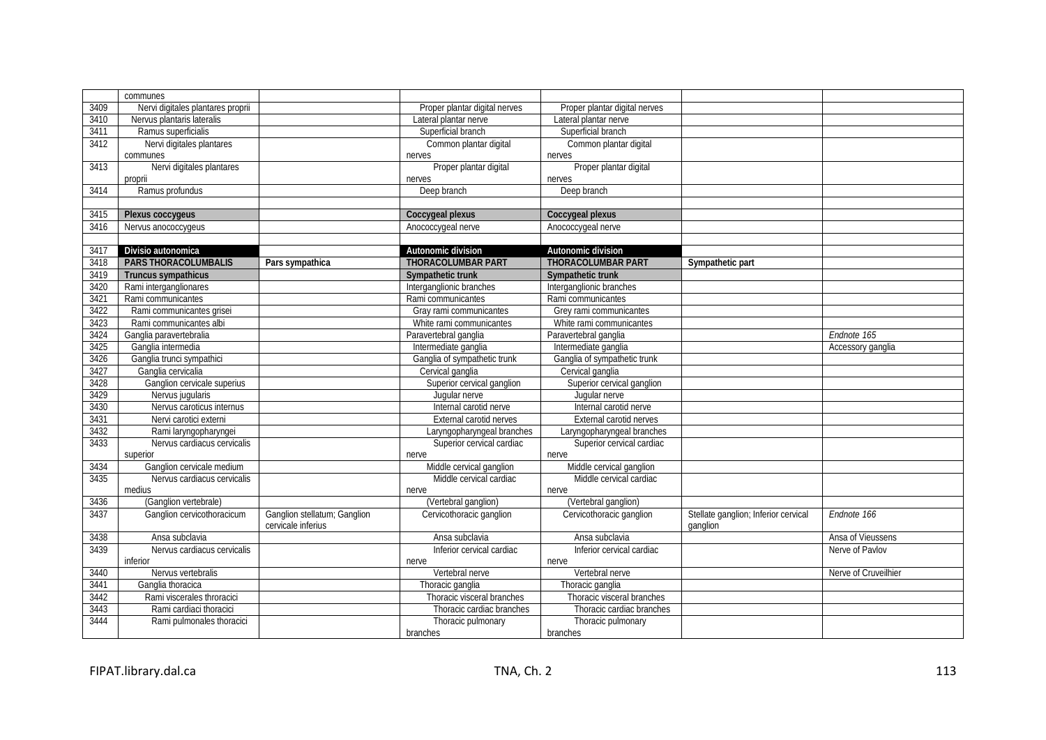| | | | | | | |
|---|---|---|---|---|---|---|
| | communes | | | | | |
| 3409 | Nervi digitales plantares proprii | | Proper plantar digital nerves | Proper plantar digital nerves | | |
| 3410 | Nervus plantaris lateralis | | Lateral plantar nerve | Lateral plantar nerve | | |
| 3411 | Ramus superficialis | | Superficial branch | Superficial branch | | |
| 3412 | Nervi digitales plantares communes | | Common plantar digital nerves | Common plantar digital nerves | | |
| 3413 | Nervi digitales plantares proprii | | Proper plantar digital nerves | Proper plantar digital nerves | | |
| 3414 | Ramus profundus | | Deep branch | Deep branch | | |
| | | | | | | |
| 3415 | **Plexus coccygeus** | | **Coccygeal plexus** | **Coccygeal plexus** | | |
| 3416 | Nervus anococcygeus | | Anococcygeal nerve | Anococcygeal nerve | | |
| | | | | | | |
| 3417 | **Divisio autonomica** | | **Autonomic division** | **Autonomic division** | | |
| 3418 | **PARS THORACOLUMBALIS** | **Pars sympathica** | **THORACOLUMBAR PART** | **THORACOLUMBAR PART** | **Sympathetic part** | |
| 3419 | **Truncus sympathicus** | | **Sympathetic trunk** | **Sympathetic trunk** | | |
| 3420 | Rami interganglionares | | Interganglionic branches | Interganglionic branches | | |
| 3421 | Rami communicantes | | Rami communicantes | Rami communicantes | | |
| 3422 | Rami communicantes grisei | | Gray rami communicantes | Grey rami communicantes | | |
| 3423 | Rami communicantes albi | | White rami communicantes | White rami communicantes | | |
| 3424 | Ganglia paravertebralia | | Paravertebral ganglia | Paravertebral ganglia | | *Endnote 165* |
| 3425 | Ganglia intermedia | | Intermediate ganglia | Intermediate ganglia | | Accessory ganglia |
| 3426 | Ganglia trunci sympathici | | Ganglia of sympathetic trunk | Ganglia of sympathetic trunk | | |
| 3427 | Ganglia cervicalia | | Cervical ganglia | Cervical ganglia | | |
| 3428 | Ganglion cervicale superius | | Superior cervical ganglion | Superior cervical ganglion | | |
| 3429 | Nervus jugularis | | Jugular nerve | Jugular nerve | | |
| 3430 | Nervus caroticus internus | | Internal carotid nerve | Internal carotid nerve | | |
| 3431 | Nervi carotici externi | | External carotid nerves | External carotid nerves | | |
| 3432 | Rami laryngopharyngei | | Laryngopharyngeal branches | Laryngopharyngeal branches | | |
| 3433 | Nervus cardiacus cervicalis superior | | Superior cervical cardiac nerve | Superior cervical cardiac nerve | | |
| 3434 | Ganglion cervicale medium | | Middle cervical ganglion | Middle cervical ganglion | | |
| 3435 | Nervus cardiacus cervicalis medius | | Middle cervical cardiac nerve | Middle cervical cardiac nerve | | |
| 3436 | (Ganglion vertebrale) | | (Vertebral ganglion) | (Vertebral ganglion) | | |
| 3437 | Ganglion cervicothoracicum | Ganglion stellatum; Ganglion cervicale inferius | Cervicothoracic ganglion | Cervicothoracic ganglion | Stellate ganglion; Inferior cervical ganglion | *Endnote 166* |
| 3438 | Ansa subclavia | | Ansa subclavia | Ansa subclavia | | Ansa of Vieussens |
| 3439 | Nervus cardiacus cervicalis inferior | | Inferior cervical cardiac nerve | Inferior cervical cardiac nerve | | Nerve of Pavlov |
| 3440 | Nervus vertebralis | | Vertebral nerve | Vertebral nerve | | Nerve of Cruveilhier |
| 3441 | Ganglia thoracica | | Thoracic ganglia | Thoracic ganglia | | |
| 3442 | Rami viscerales throracici | | Thoracic visceral branches | Thoracic visceral branches | | |
| 3443 | Rami cardiaci thoracici | | Thoracic cardiac branches | Thoracic cardiac branches | | |
| 3444 | Rami pulmonales thoracici | | Thoracic pulmonary branches | Thoracic pulmonary branches | | |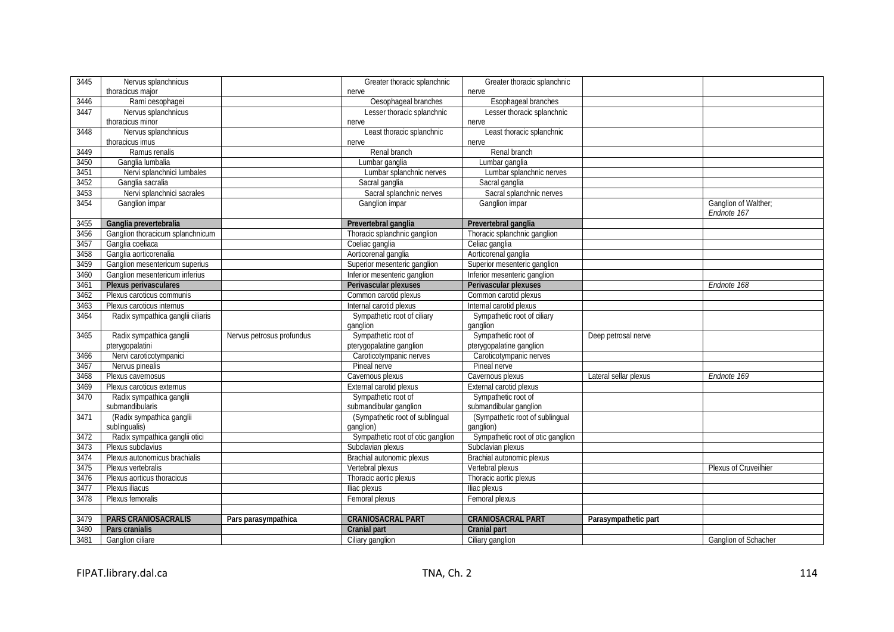| | | | | | | |
|---|---|---|---|---|---|---|
| 3445 | Nervus splanchnicus thoracicus major | | Greater thoracic splanchnic nerve | Greater thoracic splanchnic nerve | | |
| 3446 | Rami oesophagei | | Oesophageal branches | Esophageal branches | | |
| 3447 | Nervus splanchnicus thoracicus minor | | Lesser thoracic splanchnic nerve | Lesser thoracic splanchnic nerve | | |
| 3448 | Nervus splanchnicus thoracicus imus | | Least thoracic splanchnic nerve | Least thoracic splanchnic nerve | | |
| 3449 | Ramus renalis | | Renal branch | Renal branch | | |
| 3450 | Ganglia lumbalia | | Lumbar ganglia | Lumbar ganglia | | |
| 3451 | Nervi splanchnici lumbales | | Lumbar splanchnic nerves | Lumbar splanchnic nerves | | |
| 3452 | Ganglia sacralia | | Sacral ganglia | Sacral ganglia | | |
| 3453 | Nervi splanchnici sacrales | | Sacral splanchnic nerves | Sacral splanchnic nerves | | |
| 3454 | Ganglion impar | | Ganglion impar | Ganglion impar | | Ganglion of Walther; *Endnote 167* |
| 3455 | **Ganglia prevertebralia** | | **Prevertebral ganglia** | **Prevertebral ganglia** | | |
| 3456 | Ganglion thoracicum splanchnicum | | Thoracic splanchnic ganglion | Thoracic splanchnic ganglion | | |
| 3457 | Ganglia coeliaca | | Coeliac ganglia | Celiac ganglia | | |
| 3458 | Ganglia aorticorenalia | | Aorticorenal ganglia | Aorticorenal ganglia | | |
| 3459 | Ganglion mesentericum superius | | Superior mesenteric ganglion | Superior mesenteric ganglion | | |
| 3460 | Ganglion mesentericum inferius | | Inferior mesenteric ganglion | Inferior mesenteric ganglion | | |
| 3461 | **Plexus perivasculares** | | **Perivascular plexuses** | **Perivascular plexuses** | | *Endnote 168* |
| 3462 | Plexus caroticus communis | | Common carotid plexus | Common carotid plexus | | |
| 3463 | Plexus caroticus internus | | Internal carotid plexus | Internal carotid plexus | | |
| 3464 | Radix sympathica ganglii ciliaris | | Sympathetic root of ciliary ganglion | Sympathetic root of ciliary ganglion | | |
| 3465 | Radix sympathica ganglii pterygopalatini | Nervus petrosus profundus | Sympathetic root of pterygopalatine ganglion | Sympathetic root of pterygopalatine ganglion | Deep petrosal nerve | |
| 3466 | Nervi caroticotympanici | | Caroticotympanic nerves | Caroticotympanic nerves | | |
| 3467 | Nervus pinealis | | Pineal nerve | Pineal nerve | | |
| 3468 | Plexus cavernosus | | Cavernous plexus | Cavernous plexus | Lateral sellar plexus | *Endnote 169* |
| 3469 | Plexus caroticus externus | | External carotid plexus | External carotid plexus | | |
| 3470 | Radix sympathica ganglii submandibularis | | Sympathetic root of submandibular ganglion | Sympathetic root of submandibular ganglion | | |
| 3471 | (Radix sympathica ganglii sublingualis) | | (Sympathetic root of sublingual ganglion) | (Sympathetic root of sublingual ganglion) | | |
| 3472 | Radix sympathica ganglii otici | | Sympathetic root of otic ganglion | Sympathetic root of otic ganglion | | |
| 3473 | Plexus subclavius | | Subclavian plexus | Subclavian plexus | | |
| 3474 | Plexus autonomicus brachialis | | Brachial autonomic plexus | Brachial autonomic plexus | | |
| 3475 | Plexus vertebralis | | Vertebral plexus | Vertebral plexus | | Plexus of Cruveilhier |
| 3476 | Plexus aorticus thoracicus | | Thoracic aortic plexus | Thoracic aortic plexus | | |
| 3477 | Plexus iliacus | | Iliac plexus | Iliac plexus | | |
| 3478 | Plexus femoralis | | Femoral plexus | Femoral plexus | | |
| | | | | | | |
| 3479 | **PARS CRANIOSACRALIS** | **Pars parasympathica** | **CRANIOSACRAL PART** | **CRANIOSACRAL PART** | **Parasympathetic part** | |
| 3480 | **Pars cranialis** | | **Cranial part** | **Cranial part** | | |
| 3481 | Ganglion ciliare | | Ciliary ganglion | Ciliary ganglion | | Ganglion of Schacher |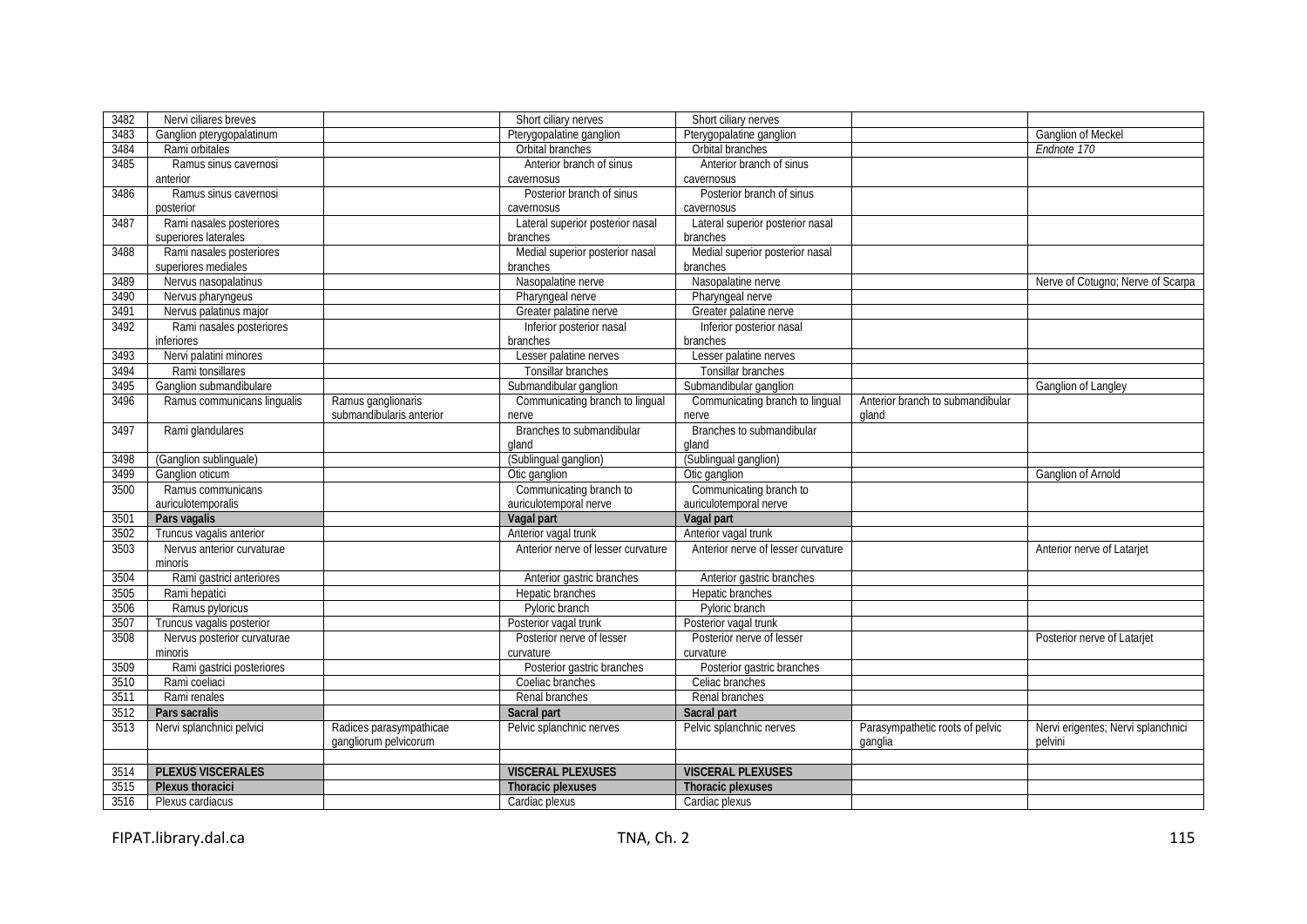| | | | | | | |
|---|---|---|---|---|---|---|
| 3482 | Nervi ciliares breves | | Short ciliary nerves | Short ciliary nerves | | |
| 3483 | Ganglion pterygopalatinum | | Pterygopalatine ganglion | Pterygopalatine ganglion | | Ganglion of Meckel |
| 3484 | Rami orbitales | | Orbital branches | Orbital branches | | *Endnote 170* |
| 3485 | Ramus sinus cavernosi anterior | | Anterior branch of sinus cavernosus | Anterior branch of sinus cavernosus | | |
| 3486 | Ramus sinus cavernosi posterior | | Posterior branch of sinus cavernosus | Posterior branch of sinus cavernosus | | |
| 3487 | Rami nasales posteriores superiores laterales | | Lateral superior posterior nasal branches | Lateral superior posterior nasal branches | | |
| 3488 | Rami nasales posteriores superiores mediales | | Medial superior posterior nasal branches | Medial superior posterior nasal branches | | |
| 3489 | Nervus nasopalatinus | | Nasopalatine nerve | Nasopalatine nerve | | Nerve of Cotugno; Nerve of Scarpa |
| 3490 | Nervus pharyngeus | | Pharyngeal nerve | Pharyngeal nerve | | |
| 3491 | Nervus palatinus major | | Greater palatine nerve | Greater palatine nerve | | |
| 3492 | Rami nasales posteriores inferiores | | Inferior posterior nasal branches | Inferior posterior nasal branches | | |
| 3493 | Nervi palatini minores | | Lesser palatine nerves | Lesser palatine nerves | | |
| 3494 | Rami tonsillares | | Tonsillar branches | Tonsillar branches | | |
| 3495 | Ganglion submandibulare | | Submandibular ganglion | Submandibular ganglion | | Ganglion of Langley |
| 3496 | Ramus communicans lingualis | Ramus ganglionaris submandibularis anterior | Communicating branch to lingual nerve | Communicating branch to lingual nerve | Anterior branch to submandibular gland | |
| 3497 | Rami glandulares | | Branches to submandibular gland | Branches to submandibular gland | | |
| 3498 | (Ganglion sublinguale) | | (Sublingual ganglion) | (Sublingual ganglion) | | |
| 3499 | Ganglion oticum | | Otic ganglion | Otic ganglion | | Ganglion of Arnold |
| 3500 | Ramus communicans auriculotemporalis | | Communicating branch to auriculotemporal nerve | Communicating branch to auriculotemporal nerve | | |
| 3501 | **Pars vagalis** | | **Vagal part** | **Vagal part** | | |
| 3502 | Truncus vagalis anterior | | Anterior vagal trunk | Anterior vagal trunk | | |
| 3503 | Nervus anterior curvaturae minoris | | Anterior nerve of lesser curvature | Anterior nerve of lesser curvature | | Anterior nerve of Latarjet |
| 3504 | Rami gastrici anteriores | | Anterior gastric branches | Anterior gastric branches | | |
| 3505 | Rami hepatici | | Hepatic branches | Hepatic branches | | |
| 3506 | Ramus pyloricus | | Pyloric branch | Pyloric branch | | |
| 3507 | Truncus vagalis posterior | | Posterior vagal trunk | Posterior vagal trunk | | |
| 3508 | Nervus posterior curvaturae minoris | | Posterior nerve of lesser curvature | Posterior nerve of lesser curvature | | Posterior nerve of Latarjet |
| 3509 | Rami gastrici posteriores | | Posterior gastric branches | Posterior gastric branches | | |
| 3510 | Rami coeliaci | | Coeliac branches | Celiac branches | | |
| 3511 | Rami renales | | Renal branches | Renal branches | | |
| 3512 | **Pars sacralis** | | **Sacral part** | **Sacral part** | | |
| 3513 | Nervi splanchnici pelvici | Radices parasympathicae gangliorum pelvicorum | Pelvic splanchnic nerves | Pelvic splanchnic nerves | Parasympathetic roots of pelvic ganglia | Nervi erigentes; Nervi splanchnici pelvini |
| | | | | | | |
| 3514 | **PLEXUS VISCERALES** | | **VISCERAL PLEXUSES** | **VISCERAL PLEXUSES** | | |
| 3515 | **Plexus thoracici** | | **Thoracic plexuses** | **Thoracic plexuses** | | |
| 3516 | Plexus cardiacus | | Cardiac plexus | Cardiac plexus | | |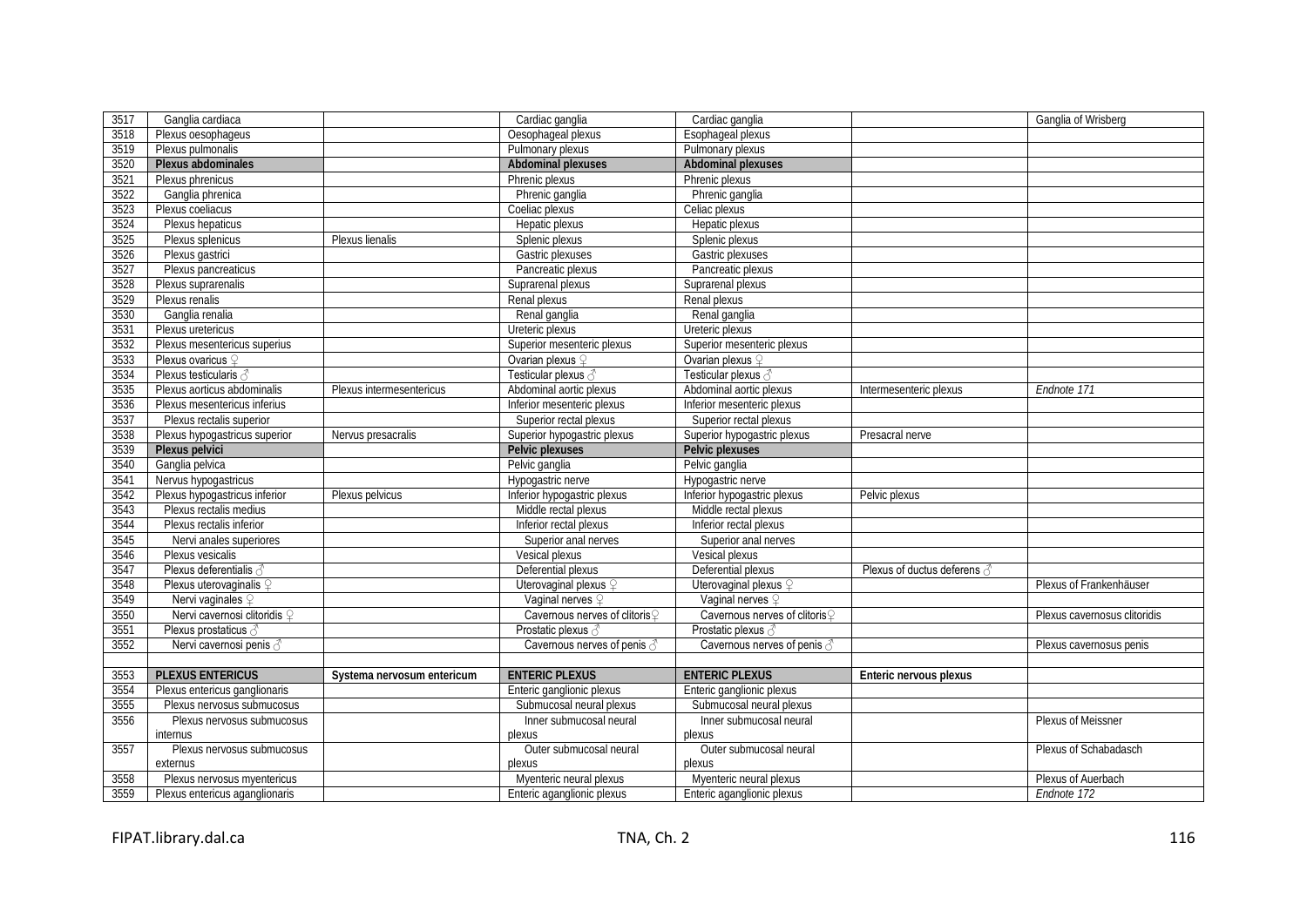| | | | | | | |
|---|---|---|---|---|---|---|
| 3517 | Ganglia cardiaca | | Cardiac ganglia | Cardiac ganglia | | Ganglia of Wrisberg |
| 3518 | Plexus oesophageus | | Oesophageal plexus | Esophageal plexus | | |
| 3519 | Plexus pulmonalis | | Pulmonary plexus | Pulmonary plexus | | |
| 3520 | **Plexus abdominales** | | **Abdominal plexuses** | **Abdominal plexuses** | | |
| 3521 | Plexus phrenicus | | Phrenic plexus | Phrenic plexus | | |
| 3522 | Ganglia phrenica | | Phrenic ganglia | Phrenic ganglia | | |
| 3523 | Plexus coeliacus | | Coeliac plexus | Celiac plexus | | |
| 3524 | Plexus hepaticus | | Hepatic plexus | Hepatic plexus | | |
| 3525 | Plexus splenicus | Plexus lienalis | Splenic plexus | Splenic plexus | | |
| 3526 | Plexus gastrici | | Gastric plexuses | Gastric plexuses | | |
| 3527 | Plexus pancreaticus | | Pancreatic plexus | Pancreatic plexus | | |
| 3528 | Plexus suprarenalis | | Suprarenal plexus | Suprarenal plexus | | |
| 3529 | Plexus renalis | | Renal plexus | Renal plexus | | |
| 3530 | Ganglia renalia | | Renal ganglia | Renal ganglia | | |
| 3531 | Plexus uretericus | | Ureteric plexus | Ureteric plexus | | |
| 3532 | Plexus mesentericus superius | | Superior mesenteric plexus | Superior mesenteric plexus | | |
| 3533 | Plexus ovaricus ♀ | | Ovarian plexus ♀ | Ovarian plexus ♀ | | |
| 3534 | Plexus testicularis ♂ | | Testicular plexus ♂ | Testicular plexus ♂ | | |
| 3535 | Plexus aorticus abdominalis | Plexus intermesentericus | Abdominal aortic plexus | Abdominal aortic plexus | Intermesenteric plexus | *Endnote 171* |
| 3536 | Plexus mesentericus inferius | | Inferior mesenteric plexus | Inferior mesenteric plexus | | |
| 3537 | Plexus rectalis superior | | Superior rectal plexus | Superior rectal plexus | | |
| 3538 | Plexus hypogastricus superior | Nervus presacralis | Superior hypogastric plexus | Superior hypogastric plexus | Presacral nerve | |
| 3539 | **Plexus pelvici** | | **Pelvic plexuses** | **Pelvic plexuses** | | |
| 3540 | Ganglia pelvica | | Pelvic ganglia | Pelvic ganglia | | |
| 3541 | Nervus hypogastricus | | Hypogastric nerve | Hypogastric nerve | | |
| 3542 | Plexus hypogastricus inferior | Plexus pelvicus | Inferior hypogastric plexus | Inferior hypogastric plexus | Pelvic plexus | |
| 3543 | Plexus rectalis medius | | Middle rectal plexus | Middle rectal plexus | | |
| 3544 | Plexus rectalis inferior | | Inferior rectal plexus | Inferior rectal plexus | | |
| 3545 | Nervi anales superiores | | Superior anal nerves | Superior anal nerves | | |
| 3546 | Plexus vesicalis | | Vesical plexus | Vesical plexus | | |
| 3547 | Plexus deferentialis ♂ | | Deferential plexus | Deferential plexus | Plexus of ductus deferens ♂ | |
| 3548 | Plexus uterovaginalis ♀ | | Uterovaginal plexus ♀ | Uterovaginal plexus ♀ | | Plexus of Frankenhäuser |
| 3549 | Nervi vaginales ♀ | | Vaginal nerves ♀ | Vaginal nerves ♀ | | |
| 3550 | Nervi cavernosi clitoridis ♀ | | Cavernous nerves of clitoris ♀ | Cavernous nerves of clitoris ♀ | | Plexus cavernosus clitoridis |
| 3551 | Plexus prostaticus ♂ | | Prostatic plexus ♂ | Prostatic plexus ♂ | | |
| 3552 | Nervi cavernosi penis ♂ | | Cavernous nerves of penis ♂ | Cavernous nerves of penis ♂ | | Plexus cavernosus penis |
| | | | | | | |
| 3553 | **PLEXUS ENTERICUS** | **Systema nervosum entericum** | **ENTERIC PLEXUS** | **ENTERIC PLEXUS** | **Enteric nervous plexus** | |
| 3554 | Plexus entericus ganglionaris | | Enteric ganglionic plexus | Enteric ganglionic plexus | | |
| 3555 | Plexus nervosus submucosus | | Submucosal neural plexus | Submucosal neural plexus | | |
| 3556 | Plexus nervosus submucosus internus | | Inner submucosal neural plexus | Inner submucosal neural plexus | | Plexus of Meissner |
| 3557 | Plexus nervosus submucosus externus | | Outer submucosal neural plexus | Outer submucosal neural plexus | | Plexus of Schabadasch |
| 3558 | Plexus nervosus myentericus | | Myenteric neural plexus | Myenteric neural plexus | | Plexus of Auerbach |
| 3559 | Plexus entericus aganglionaris | | Enteric aganglionic plexus | Enteric aganglionic plexus | | *Endnote 172* |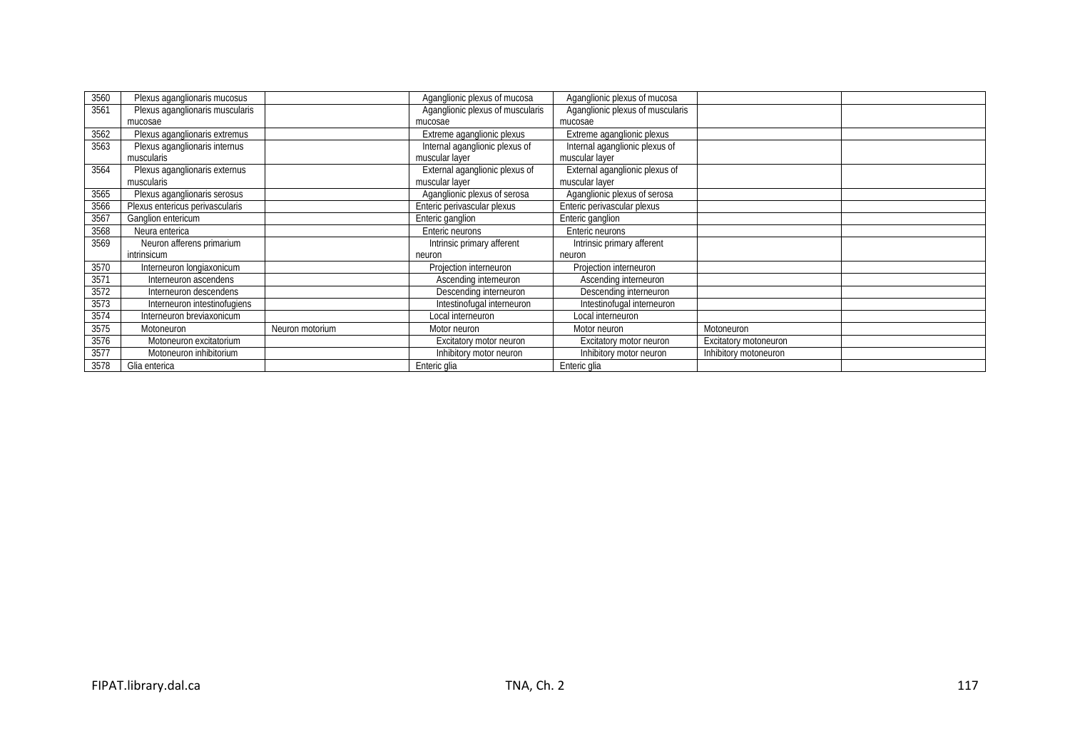| | | | | | | |
|---|---|---|---|---|---|---|
| 3560 | Plexus aganglionaris mucosus | | Aganglionic plexus of mucosa | Aganglionic plexus of mucosa | | |
| 3561 | Plexus aganglionaris muscularis mucosae | | Aganglionic plexus of muscularis mucosae | Aganglionic plexus of muscularis mucosae | | |
| 3562 | Plexus aganglionaris extremus | | Extreme aganglionic plexus | Extreme aganglionic plexus | | |
| 3563 | Plexus aganglionaris internus muscularis | | Internal aganglionic plexus of muscular layer | Internal aganglionic plexus of muscular layer | | |
| 3564 | Plexus aganglionaris externus muscularis | | External aganglionic plexus of muscular layer | External aganglionic plexus of muscular layer | | |
| 3565 | Plexus aganglionaris serosus | | Aganglionic plexus of serosa | Aganglionic plexus of serosa | | |
| 3566 | Plexus entericus perivascularis | | Enteric perivascular plexus | Enteric perivascular plexus | | |
| 3567 | Ganglion entericum | | Enteric ganglion | Enteric ganglion | | |
| 3568 | Neura enterica | | Enteric neurons | Enteric neurons | | |
| 3569 | Neuron afferens primarium intrinsicum | | Intrinsic primary afferent neuron | Intrinsic primary afferent neuron | | |
| 3570 | Interneuron longiaxonicum | | Projection interneuron | Projection interneuron | | |
| 3571 | Interneuron ascendens | | Ascending interneuron | Ascending interneuron | | |
| 3572 | Interneuron descendens | | Descending interneuron | Descending interneuron | | |
| 3573 | Interneuron intestinofugiens | | Intestinofugal interneuron | Intestinofugal interneuron | | |
| 3574 | Interneuron breviaxonicum | | Local interneuron | Local interneuron | | |
| 3575 | Motoneuron | Neuron motorium | Motor neuron | Motor neuron | Motoneuron | |
| 3576 | Motoneuron excitatorium | | Excitatory motor neuron | Excitatory motor neuron | Excitatory motoneuron | |
| 3577 | Motoneuron inhibitorium | | Inhibitory motor neuron | Inhibitory motor neuron | Inhibitory motoneuron | |
| 3578 | Glia enterica | | Enteric glia | Enteric glia | | |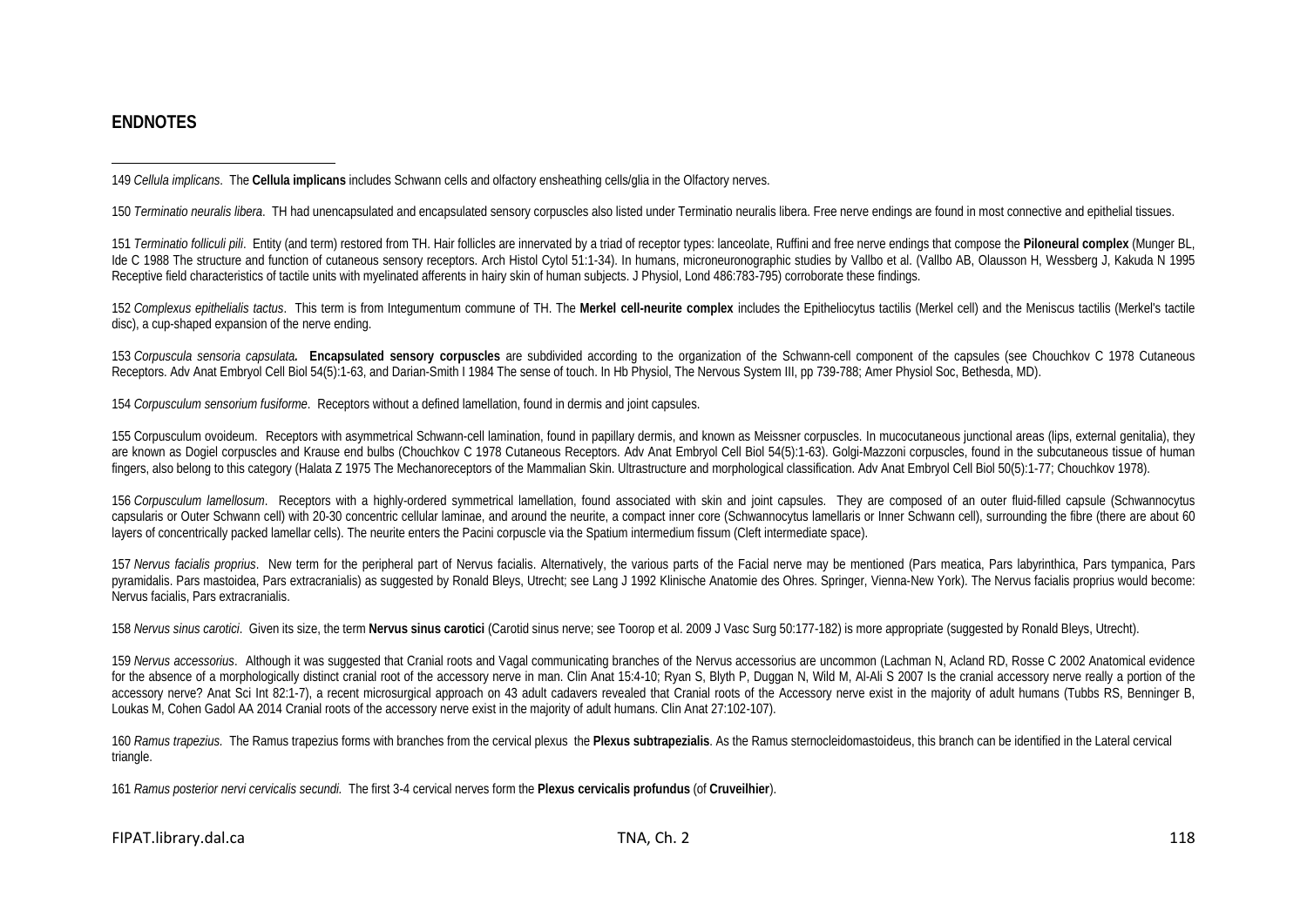## ENDNOTES

149 *Cellula implicans*. The **Cellula implicans** includes Schwann cells and olfactory ensheathing cells/glia in the Olfactory nerves.

150 *Terminatio neuralis libera*. TH had unencapsulated and encapsulated sensory corpuscles also listed under Terminatio neuralis libera. Free nerve endings are found in most connective and epithelial tissues.

151 *Terminatio folliculi pili*. Entity (and term) restored from TH. Hair follicles are innervated by a triad of receptor types: lanceolate, Ruffini and free nerve endings that compose the **Piloneural complex** (Munger BL, Ide C 1988 The structure and function of cutaneous sensory receptors. Arch Histol Cytol 51:1-34). In humans, microneuronographic studies by Vallbo et al. (Vallbo AB, Olausson H, Wessberg J, Kakuda N 1995 Receptive field characteristics of tactile units with myelinated afferents in hairy skin of human subjects. J Physiol, Lond 486:783-795) corroborate these findings.

152 *Complexus epithelialis tactus*. This term is from Integumentum commune of TH. The **Merkel cell-neurite complex** includes the Epitheliocytus tactilis (Merkel cell) and the Meniscus tactilis (Merkel's tactile disc), a cup-shaped expansion of the nerve ending.

153 *Corpuscula sensoria capsulata.* **Encapsulated sensory corpuscles** are subdivided according to the organization of the Schwann-cell component of the capsules (see Chouchkov C 1978 Cutaneous Receptors. Adv Anat Embryol Cell Biol 54(5):1-63, and Darian-Smith I 1984 The sense of touch. In Hb Physiol, The Nervous System III, pp 739-788; Amer Physiol Soc, Bethesda, MD).

154 *Corpusculum sensorium fusiforme*. Receptors without a defined lamellation, found in dermis and joint capsules.

155 Corpusculum ovoideum. Receptors with asymmetrical Schwann-cell lamination, found in papillary dermis, and known as Meissner corpuscles. In mucocutaneous junctional areas (lips, external genitalia), they are known as Dogiel corpuscles and Krause end bulbs (Chouchkov C 1978 Cutaneous Receptors. Adv Anat Embryol Cell Biol 54(5):1-63). Golgi-Mazzoni corpuscles, found in the subcutaneous tissue of human fingers, also belong to this category (Halata Z 1975 The Mechanoreceptors of the Mammalian Skin. Ultrastructure and morphological classification. Adv Anat Embryol Cell Biol 50(5):1-77; Chouchkov 1978).

156 *Corpusculum lamellosum*. Receptors with a highly-ordered symmetrical lamellation, found associated with skin and joint capsules. They are composed of an outer fluid-filled capsule (Schwannocytus capsularis or Outer Schwann cell) with 20-30 concentric cellular laminae, and around the neurite, a compact inner core (Schwannocytus lamellaris or Inner Schwann cell), surrounding the fibre (there are about 60 layers of concentrically packed lamellar cells). The neurite enters the Pacini corpuscle via the Spatium intermedium fissum (Cleft intermediate space).

157 *Nervus facialis proprius*. New term for the peripheral part of Nervus facialis. Alternatively, the various parts of the Facial nerve may be mentioned (Pars meatica, Pars labyrinthica, Pars tympanica, Pars pyramidalis. Pars mastoidea, Pars extracranialis) as suggested by Ronald Bleys, Utrecht; see Lang J 1992 Klinische Anatomie des Ohres. Springer, Vienna-New York). The Nervus facialis proprius would become: Nervus facialis, Pars extracranialis.

158 *Nervus sinus carotici*. Given its size, the term **Nervus sinus carotici** (Carotid sinus nerve; see Toorop et al. 2009 J Vasc Surg 50:177-182) is more appropriate (suggested by Ronald Bleys, Utrecht).

159 *Nervus accessorius*. Although it was suggested that Cranial roots and Vagal communicating branches of the Nervus accessorius are uncommon (Lachman N, Acland RD, Rosse C 2002 Anatomical evidence for the absence of a morphologically distinct cranial root of the accessory nerve in man. Clin Anat 15:4-10; Ryan S, Blyth P, Duggan N, Wild M, Al-Ali S 2007 Is the cranial accessory nerve really a portion of the accessory nerve? Anat Sci Int 82:1-7), a recent microsurgical approach on 43 adult cadavers revealed that Cranial roots of the Accessory nerve exist in the majority of adult humans (Tubbs RS, Benninger B, Loukas M, Cohen Gadol AA 2014 Cranial roots of the accessory nerve exist in the majority of adult humans. Clin Anat 27:102-107).

160 *Ramus trapezius.* The Ramus trapezius forms with branches from the cervical plexus the **Plexus subtrapezialis**. As the Ramus sternocleidomastoideus, this branch can be identified in the Lateral cervical triangle.

161 *Ramus posterior nervi cervicalis secundi.* The first 3-4 cervical nerves form the **Plexus cervicalis profundus** (of **Cruveilhier**).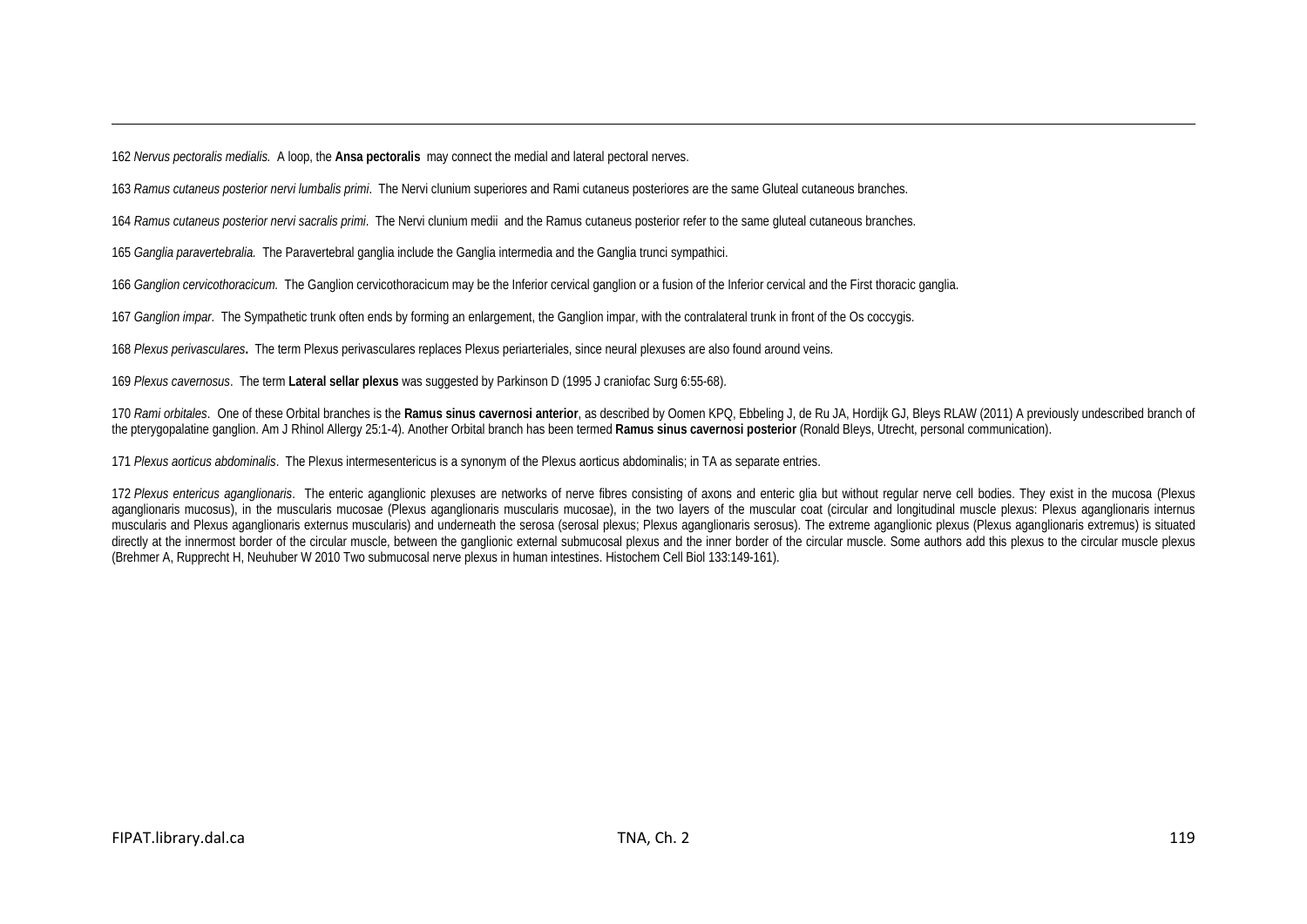162 *Nervus pectoralis medialis.* A loop, the **Ansa pectoralis** may connect the medial and lateral pectoral nerves.

163 *Ramus cutaneus posterior nervi lumbalis primi*. The Nervi clunium superiores and Rami cutaneus posteriores are the same Gluteal cutaneous branches.

164 *Ramus cutaneus posterior nervi sacralis primi*. The Nervi clunium medii and the Ramus cutaneus posterior refer to the same gluteal cutaneous branches.

165 *Ganglia paravertebralia.* The Paravertebral ganglia include the Ganglia intermedia and the Ganglia trunci sympathici.

166 *Ganglion cervicothoracicum.* The Ganglion cervicothoracicum may be the Inferior cervical ganglion or a fusion of the Inferior cervical and the First thoracic ganglia.

167 *Ganglion impar*. The Sympathetic trunk often ends by forming an enlargement, the Ganglion impar, with the contralateral trunk in front of the Os coccygis.

168 *Plexus perivasculares***.** The term Plexus perivasculares replaces Plexus periarteriales, since neural plexuses are also found around veins.

169 *Plexus cavernosus*. The term **Lateral sellar plexus** was suggested by Parkinson D (1995 J craniofac Surg 6:55-68).

170 *Rami orbitales*. One of these Orbital branches is the **Ramus sinus cavernosi anterior**, as described by Oomen KPQ, Ebbeling J, de Ru JA, Hordijk GJ, Bleys RLAW (2011) A previously undescribed branch of the pterygopalatine ganglion. Am J Rhinol Allergy 25:1-4). Another Orbital branch has been termed **Ramus sinus cavernosi posterior** (Ronald Bleys, Utrecht, personal communication).

171 *Plexus aorticus abdominalis*. The Plexus intermesentericus is a synonym of the Plexus aorticus abdominalis; in TA as separate entries.

172 *Plexus entericus aganglionaris*. The enteric aganglionic plexuses are networks of nerve fibres consisting of axons and enteric glia but without regular nerve cell bodies. They exist in the mucosa (Plexus aganglionaris mucosus), in the muscularis mucosae (Plexus aganglionaris muscularis mucosae), in the two layers of the muscular coat (circular and longitudinal muscle plexus: Plexus aganglionaris internus muscularis and Plexus aganglionaris externus muscularis) and underneath the serosa (serosal plexus; Plexus aganglionaris serosus). The extreme aganglionic plexus (Plexus aganglionaris extremus) is situated directly at the innermost border of the circular muscle, between the ganglionic external submucosal plexus and the inner border of the circular muscle. Some authors add this plexus to the circular muscle plexus (Brehmer A, Rupprecht H, Neuhuber W 2010 Two submucosal nerve plexus in human intestines. Histochem Cell Biol 133:149-161).